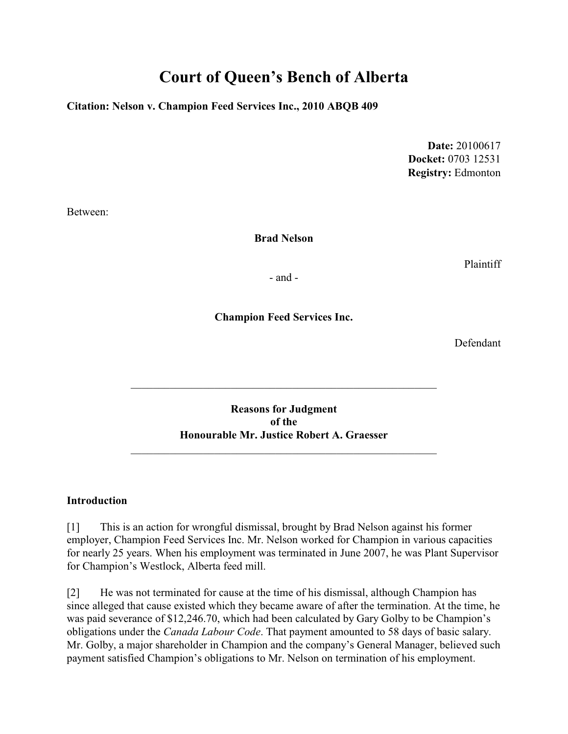# Court of Queen's Bench of Alberta

**Citation: Nelson v. Champion Feed Services Inc., 2010 ABQB 409**

**Date:** 20100617
**Docket:** 0703 12531
**Registry:** Edmonton

Between:

**Brad Nelson**

Plaintiff

\- and -

**Champion Feed Services Inc.**

Defendant

---

**Reasons for Judgment**
**of the**
**Honourable Mr. Justice Robert A. Graesser**

---

## Introduction

[1] This is an action for wrongful dismissal, brought by Brad Nelson against his former employer, Champion Feed Services Inc. Mr. Nelson worked for Champion in various capacities for nearly 25 years. When his employment was terminated in June 2007, he was Plant Supervisor for Champion's Westlock, Alberta feed mill.

[2] He was not terminated for cause at the time of his dismissal, although Champion has since alleged that cause existed which they became aware of after the termination. At the time, he was paid severance of $12,246.70, which had been calculated by Gary Golby to be Champion's obligations under the *Canada Labour Code*. That payment amounted to 58 days of basic salary. Mr. Golby, a major shareholder in Champion and the company's General Manager, believed such payment satisfied Champion's obligations to Mr. Nelson on termination of his employment.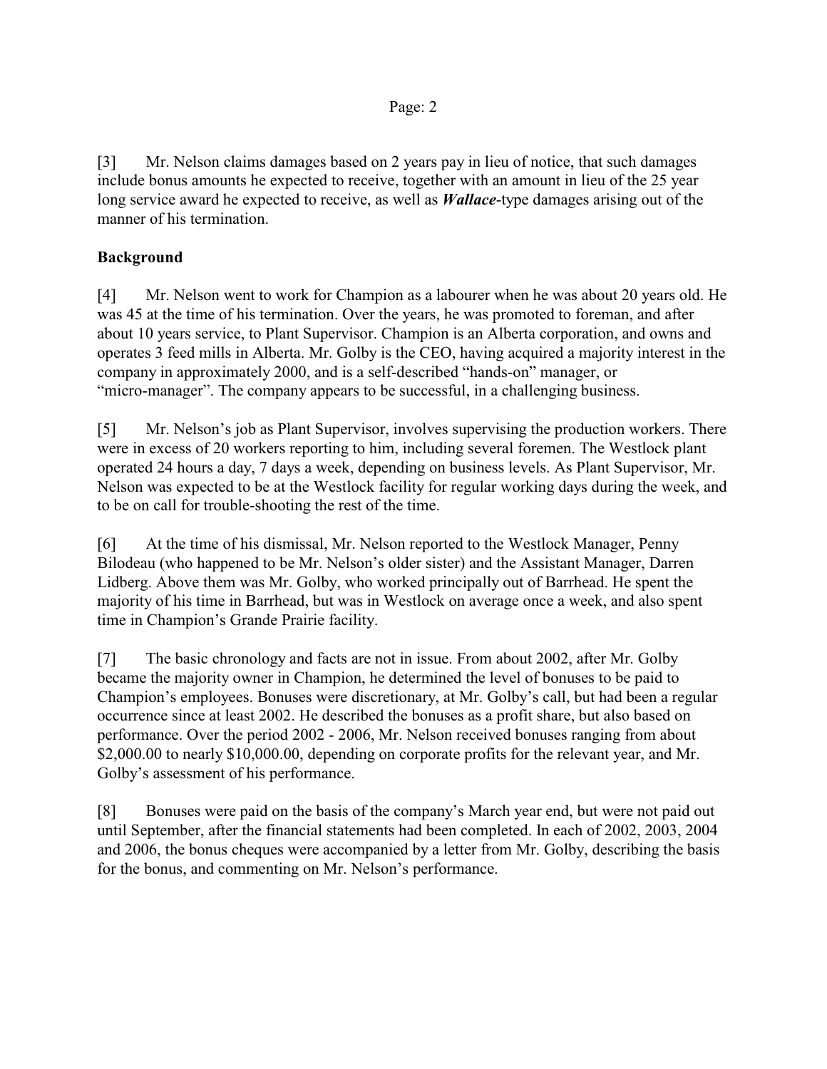[3] Mr. Nelson claims damages based on 2 years pay in lieu of notice, that such damages include bonus amounts he expected to receive, together with an amount in lieu of the 25 year long service award he expected to receive, as well as ***Wallace***-type damages arising out of the manner of his termination.

**Background**

[4] Mr. Nelson went to work for Champion as a labourer when he was about 20 years old. He was 45 at the time of his termination. Over the years, he was promoted to foreman, and after about 10 years service, to Plant Supervisor. Champion is an Alberta corporation, and owns and operates 3 feed mills in Alberta. Mr. Golby is the CEO, having acquired a majority interest in the company in approximately 2000, and is a self-described "hands-on" manager, or "micro-manager". The company appears to be successful, in a challenging business.

[5] Mr. Nelson's job as Plant Supervisor, involves supervising the production workers. There were in excess of 20 workers reporting to him, including several foremen. The Westlock plant operated 24 hours a day, 7 days a week, depending on business levels. As Plant Supervisor, Mr. Nelson was expected to be at the Westlock facility for regular working days during the week, and to be on call for trouble-shooting the rest of the time.

[6] At the time of his dismissal, Mr. Nelson reported to the Westlock Manager, Penny Bilodeau (who happened to be Mr. Nelson's older sister) and the Assistant Manager, Darren Lidberg. Above them was Mr. Golby, who worked principally out of Barrhead. He spent the majority of his time in Barrhead, but was in Westlock on average once a week, and also spent time in Champion's Grande Prairie facility.

[7] The basic chronology and facts are not in issue. From about 2002, after Mr. Golby became the majority owner in Champion, he determined the level of bonuses to be paid to Champion's employees. Bonuses were discretionary, at Mr. Golby's call, but had been a regular occurrence since at least 2002. He described the bonuses as a profit share, but also based on performance. Over the period 2002 - 2006, Mr. Nelson received bonuses ranging from about $2,000.00 to nearly $10,000.00, depending on corporate profits for the relevant year, and Mr. Golby's assessment of his performance.

[8] Bonuses were paid on the basis of the company's March year end, but were not paid out until September, after the financial statements had been completed. In each of 2002, 2003, 2004 and 2006, the bonus cheques were accompanied by a letter from Mr. Golby, describing the basis for the bonus, and commenting on Mr. Nelson's performance.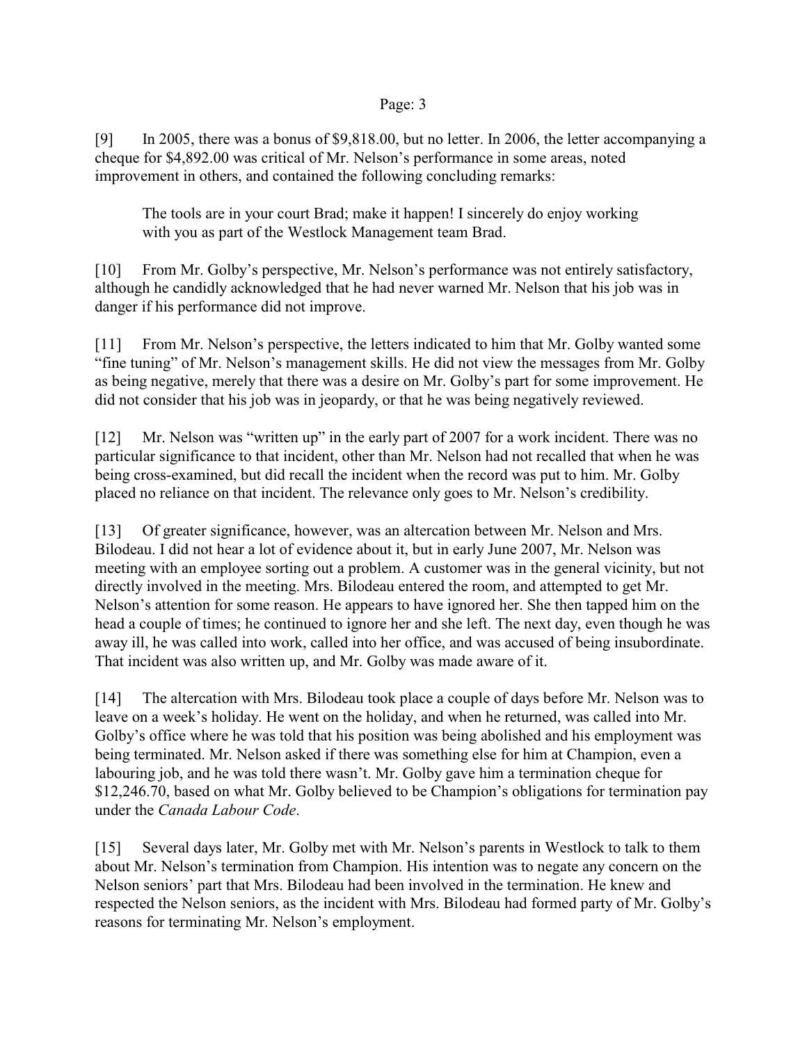[9] In 2005, there was a bonus of $9,818.00, but no letter. In 2006, the letter accompanying a cheque for $4,892.00 was critical of Mr. Nelson's performance in some areas, noted improvement in others, and contained the following concluding remarks:

> The tools are in your court Brad; make it happen! I sincerely do enjoy working with you as part of the Westlock Management team Brad.

[10] From Mr. Golby's perspective, Mr. Nelson's performance was not entirely satisfactory, although he candidly acknowledged that he had never warned Mr. Nelson that his job was in danger if his performance did not improve.

[11] From Mr. Nelson's perspective, the letters indicated to him that Mr. Golby wanted some "fine tuning" of Mr. Nelson's management skills. He did not view the messages from Mr. Golby as being negative, merely that there was a desire on Mr. Golby's part for some improvement. He did not consider that his job was in jeopardy, or that he was being negatively reviewed.

[12] Mr. Nelson was "written up" in the early part of 2007 for a work incident. There was no particular significance to that incident, other than Mr. Nelson had not recalled that when he was being cross-examined, but did recall the incident when the record was put to him. Mr. Golby placed no reliance on that incident. The relevance only goes to Mr. Nelson's credibility.

[13] Of greater significance, however, was an altercation between Mr. Nelson and Mrs. Bilodeau. I did not hear a lot of evidence about it, but in early June 2007, Mr. Nelson was meeting with an employee sorting out a problem. A customer was in the general vicinity, but not directly involved in the meeting. Mrs. Bilodeau entered the room, and attempted to get Mr. Nelson's attention for some reason. He appears to have ignored her. She then tapped him on the head a couple of times; he continued to ignore her and she left. The next day, even though he was away ill, he was called into work, called into her office, and was accused of being insubordinate. That incident was also written up, and Mr. Golby was made aware of it.

[14] The altercation with Mrs. Bilodeau took place a couple of days before Mr. Nelson was to leave on a week's holiday. He went on the holiday, and when he returned, was called into Mr. Golby's office where he was told that his position was being abolished and his employment was being terminated. Mr. Nelson asked if there was something else for him at Champion, even a labouring job, and he was told there wasn't. Mr. Golby gave him a termination cheque for $12,246.70, based on what Mr. Golby believed to be Champion's obligations for termination pay under the *Canada Labour Code*.

[15] Several days later, Mr. Golby met with Mr. Nelson's parents in Westlock to talk to them about Mr. Nelson's termination from Champion. His intention was to negate any concern on the Nelson seniors' part that Mrs. Bilodeau had been involved in the termination. He knew and respected the Nelson seniors, as the incident with Mrs. Bilodeau had formed party of Mr. Golby's reasons for terminating Mr. Nelson's employment.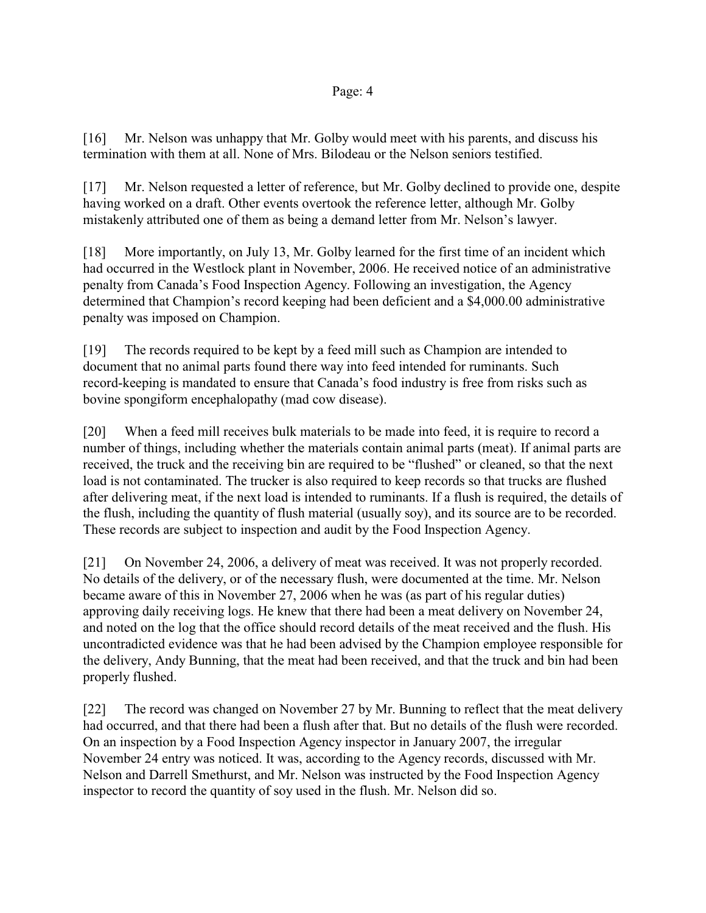[16] Mr. Nelson was unhappy that Mr. Golby would meet with his parents, and discuss his termination with them at all. None of Mrs. Bilodeau or the Nelson seniors testified.

[17] Mr. Nelson requested a letter of reference, but Mr. Golby declined to provide one, despite having worked on a draft. Other events overtook the reference letter, although Mr. Golby mistakenly attributed one of them as being a demand letter from Mr. Nelson's lawyer.

[18] More importantly, on July 13, Mr. Golby learned for the first time of an incident which had occurred in the Westlock plant in November, 2006. He received notice of an administrative penalty from Canada's Food Inspection Agency. Following an investigation, the Agency determined that Champion's record keeping had been deficient and a $4,000.00 administrative penalty was imposed on Champion.

[19] The records required to be kept by a feed mill such as Champion are intended to document that no animal parts found there way into feed intended for ruminants. Such record-keeping is mandated to ensure that Canada's food industry is free from risks such as bovine spongiform encephalopathy (mad cow disease).

[20] When a feed mill receives bulk materials to be made into feed, it is require to record a number of things, including whether the materials contain animal parts (meat). If animal parts are received, the truck and the receiving bin are required to be "flushed" or cleaned, so that the next load is not contaminated. The trucker is also required to keep records so that trucks are flushed after delivering meat, if the next load is intended to ruminants. If a flush is required, the details of the flush, including the quantity of flush material (usualy soy), and its source are to be recorded. These records are subject to inspection and audit by the Food Inspection Agency.

[21] On November 24, 2006, a delivery of meat was received. It was not properly recorded. No details of the delivery, or of the necessary flush, were documented at the time. Mr. Nelson became aware of this in November 27, 2006 when he was (as part of his regular duties) approving daily receiving logs. He knew that there had been a meat delivery on November 24, and noted on the log that the office should record details of the meat received and the flush. His uncontradicted evidence was that he had been advised by the Champion employee responsible for the delivery, Andy Bunning, that the meat had been received, and that the truck and bin had been properly flushed.

[22] The record was changed on November 27 by Mr. Bunning to reflect that the meat delivery had occurred, and that there had been a flush after that. But no details of the flush were recorded. On an inspection by a Food Inspection Agency inspector in January 2007, the irregular November 24 entry was noticed. It was, according to the Agency records, discussed with Mr. Nelson and Darrell Smethurst, and Mr. Nelson was instructed by the Food Inspection Agency inspector to record the quantity of soy used in the flush. Mr. Nelson did so.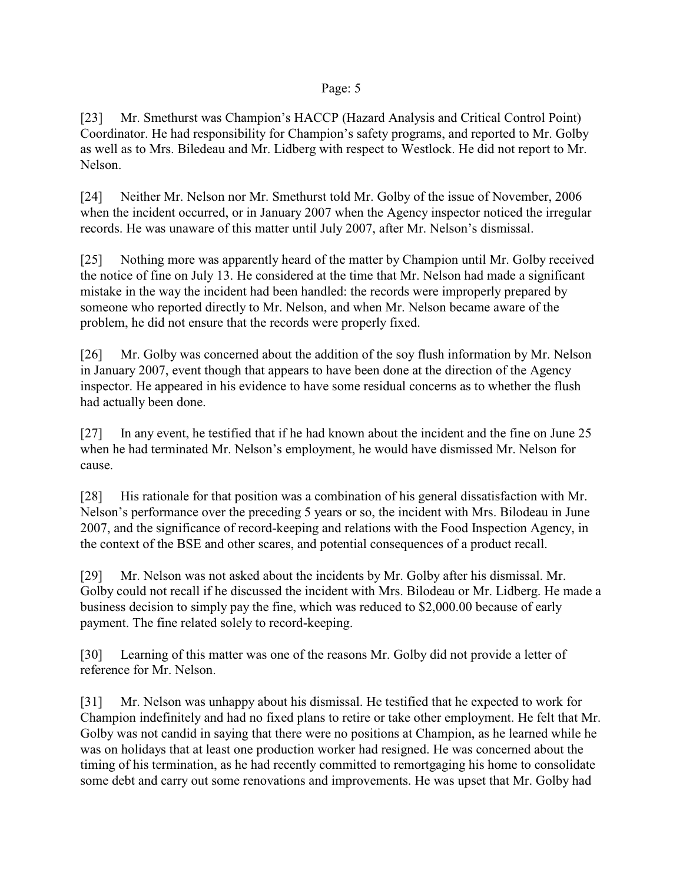[23] Mr. Smethurst was Champion's HACCP (Hazard Analysis and Critical Control Point) Coordinator. He had responsibility for Champion's safety programs, and reported to Mr. Golby as well as to Mrs. Biledeau and Mr. Lidberg with respect to Westlock. He did not report to Mr. Nelson.

[24] Neither Mr. Nelson nor Mr. Smethurst told Mr. Golby of the issue of November, 2006 when the incident occurred, or in January 2007 when the Agency inspector noticed the irregular records. He was unaware of this matter until July 2007, after Mr. Nelson's dismissal.

[25] Nothing more was apparently heard of the matter by Champion until Mr. Golby received the notice of fine on July 13. He considered at the time that Mr. Nelson had made a significant mistake in the way the incident had been handled: the records were improperly prepared by someone who reported directly to Mr. Nelson, and when Mr. Nelson became aware of the problem, he did not ensure that the records were properly fixed.

[26] Mr. Golby was concerned about the addition of the soy flush information by Mr. Nelson in January 2007, event though that appears to have been done at the direction of the Agency inspector. He appeared in his evidence to have some residual concerns as to whether the flush had actually been done.

[27] In any event, he testified that if he had known about the incident and the fine on June 25 when he had terminated Mr. Nelson's employment, he would have dismissed Mr. Nelson for cause.

[28] His rationale for that position was a combination of his general dissatisfaction with Mr. Nelson's performance over the preceding 5 years or so, the incident with Mrs. Bilodeau in June 2007, and the significance of record-keeping and relations with the Food Inspection Agency, in the context of the BSE and other scares, and potential consequences of a product recall.

[29] Mr. Nelson was not asked about the incidents by Mr. Golby after his dismissal. Mr. Golby could not recall if he discussed the incident with Mrs. Bilodeau or Mr. Lidberg. He made a business decision to simply pay the fine, which was reduced to $2,000.00 because of early payment. The fine related solely to record-keeping.

[30] Learning of this matter was one of the reasons Mr. Golby did not provide a letter of reference for Mr. Nelson.

[31] Mr. Nelson was unhappy about his dismissal. He testified that he expected to work for Champion indefinitely and had no fixed plans to retire or take other employment. He felt that Mr. Golby was not candid in saying that there were no positions at Champion, as he learned while he was on holidays that at least one production worker had resigned. He was concerned about the timing of his termination, as he had recently committed to remortgaging his home to consolidate some debt and carry out some renovations and improvements. He was upset that Mr. Golby had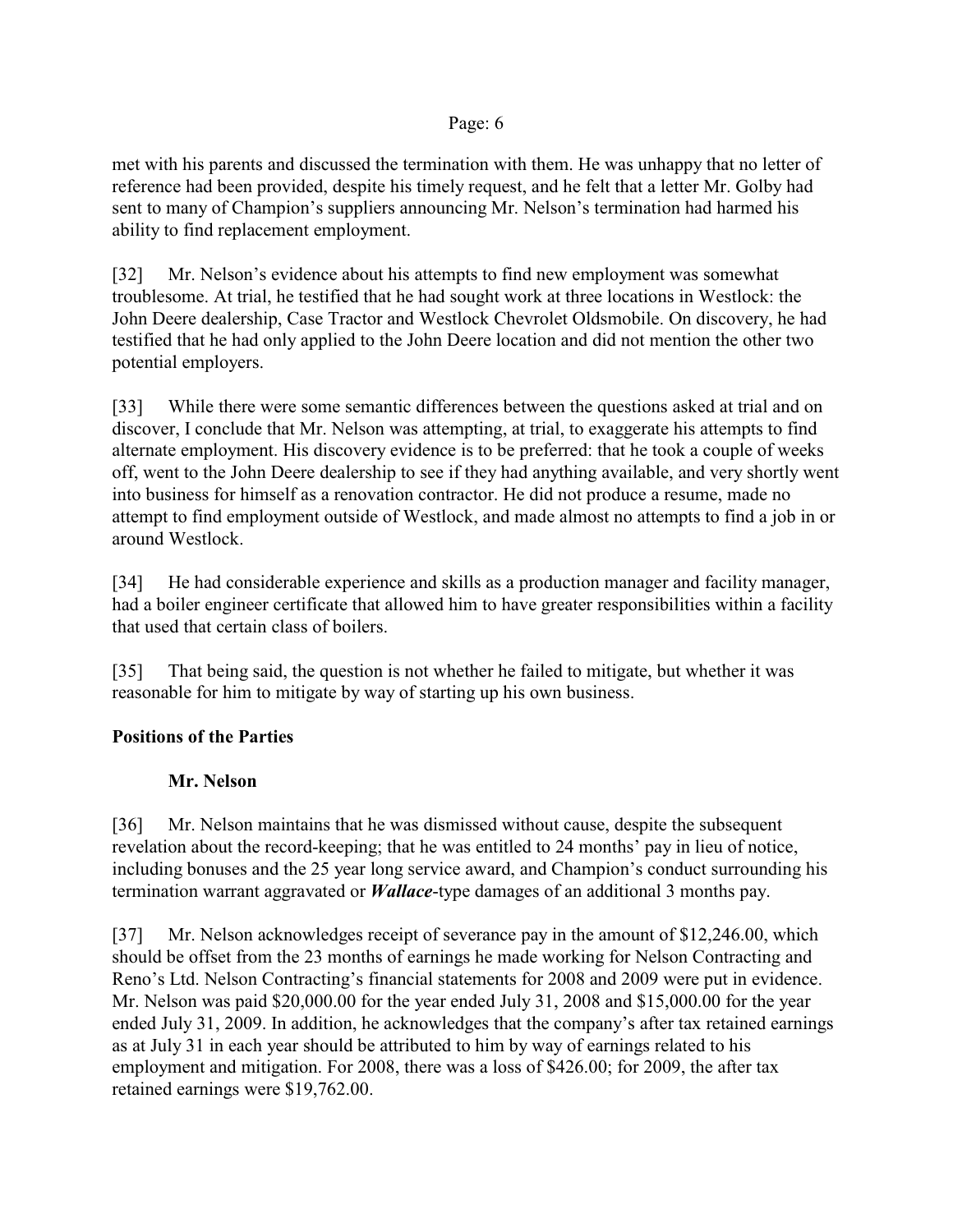met with his parents and discussed the termination with them. He was unhappy that no letter of reference had been provided, despite his timely request, and he felt that a letter Mr. Golby had sent to many of Champion's suppliers announcing Mr. Nelson's termination had harmed his ability to find replacement employment.

[32] Mr. Nelson's evidence about his attempts to find new employment was somewhat troublesome. At trial, he testified that he had sought work at three locations in Westlock: the John Deere dealership, Case Tractor and Westlock Chevrolet Oldsmobile. On discovery, he had testified that he had only applied to the John Deere location and did not mention the other two potential employers.

[33] While there were some semantic differences between the questions asked at trial and on discover, I conclude that Mr. Nelson was attempting, at trial, to exaggerate his attempts to find alternate employment. His discovery evidence is to be preferred: that he took a couple of weeks off, went to the John Deere dealership to see if they had anything available, and very shortly went into business for himself as a renovation contractor. He did not produce a resume, made no attempt to find employment outside of Westlock, and made almost no attempts to find a job in or around Westlock.

[34] He had considerable experience and skills as a production manager and facility manager, had a boiler engineer certificate that allowed him to have greater responsibilities within a facility that used that certain class of boilers.

[35] That being said, the question is not whether he failed to mitigate, but whether it was reasonable for him to mitigate by way of starting up his own business.

## Positions of the Parties

### Mr. Nelson

[36] Mr. Nelson maintains that he was dismissed without cause, despite the subsequent revelation about the record-keeping; that he was entitled to 24 months' pay in lieu of notice, including bonuses and the 25 year long service award, and Champion's conduct surrounding his termination warrant aggravated or ***Wallace***-type damages of an additional 3 months pay.

[37] Mr. Nelson acknowledges receipt of severance pay in the amount of $12,246.00, which should be offset from the 23 months of earnings he made working for Nelson Contracting and Reno's Ltd. Nelson Contracting's financial statements for 2008 and 2009 were put in evidence. Mr. Nelson was paid $20,000.00 for the year ended July 31, 2008 and $15,000.00 for the year ended July 31, 2009. In addition, he acknowledges that the company's after tax retained earnings as at July 31 in each year should be attributed to him by way of earnings related to his employment and mitigation. For 2008, there was a loss of $426.00; for 2009, the after tax retained earnings were $19,762.00.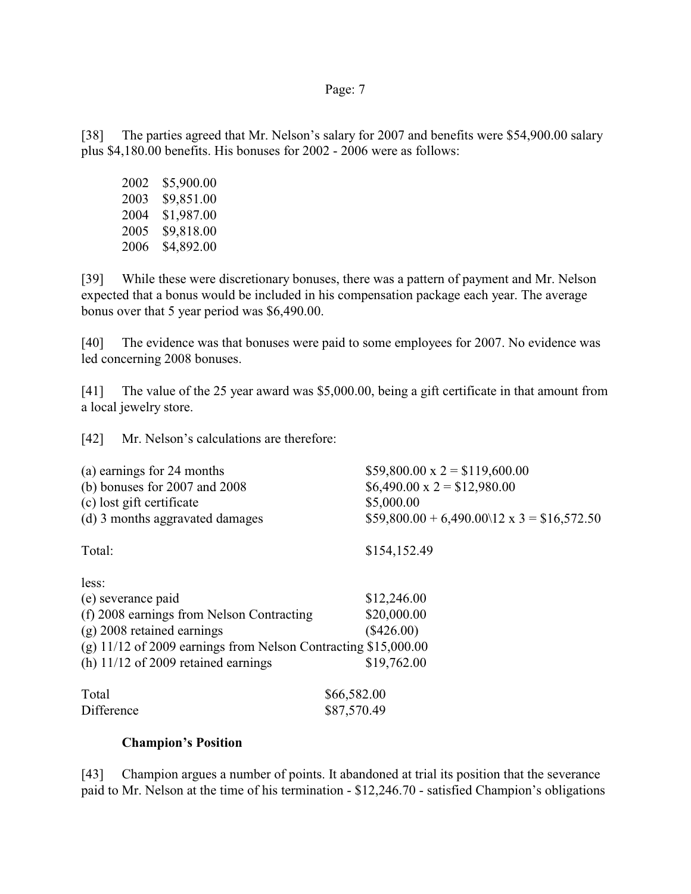[38] The parties agreed that Mr. Nelson's salary for 2007 and benefits were $54,900.00 salary plus $4,180.00 benefits. His bonuses for 2002 - 2006 were as follows:

| | |
|---|---|
| 2002 | $5,900.00 |
| 2003 | $9,851.00 |
| 2004 | $1,987.00 |
| 2005 | $9,818.00 |
| 2006 | $4,892.00 |

[39] While these were discretionary bonuses, there was a pattern of payment and Mr. Nelson expected that a bonus would be included in his compensation package each year. The average bonus over that 5 year period was $6,490.00.

[40] The evidence was that bonuses were paid to some employees for 2007. No evidence was led concerning 2008 bonuses.

[41] The value of the 25 year award was $5,000.00, being a gift certificate in that amount from a local jewelry store.

[42] Mr. Nelson's calculations are therefore:

| | |
|---|---|
| (a) earnings for 24 months | $59,800.00 x 2 = $119,600.00 |
| (b) bonuses for 2007 and 2008 | $6,490.00 x 2 = $12,980.00 |
| (c) lost gift certificate | $5,000.00 |
| (d) 3 months aggravated damages | $59,800.00 + 6,490.00\12 x 3 = $16,572.50 |
| | |
| Total: | $154,152.49 |
| | |
| less: | |
| (e) severance paid | $12,246.00 |
| (f) 2008 earnings from Nelson Contracting | $20,000.00 |
| (g) 2008 retained earnings | ($426.00) |
| (g) 11/12 of 2009 earnings from Nelson Contracting | $15,000.00 |
| (h) 11/12 of 2009 retained earnings | $19,762.00 |
| | |
| Total | $66,582.00 |
| Difference | $87,570.49 |

**Champion's Position**

[43] Champion argues a number of points. It abandoned at trial its position that the severance paid to Mr. Nelson at the time of his termination - $12,246.70 - satisfied Champion's obligations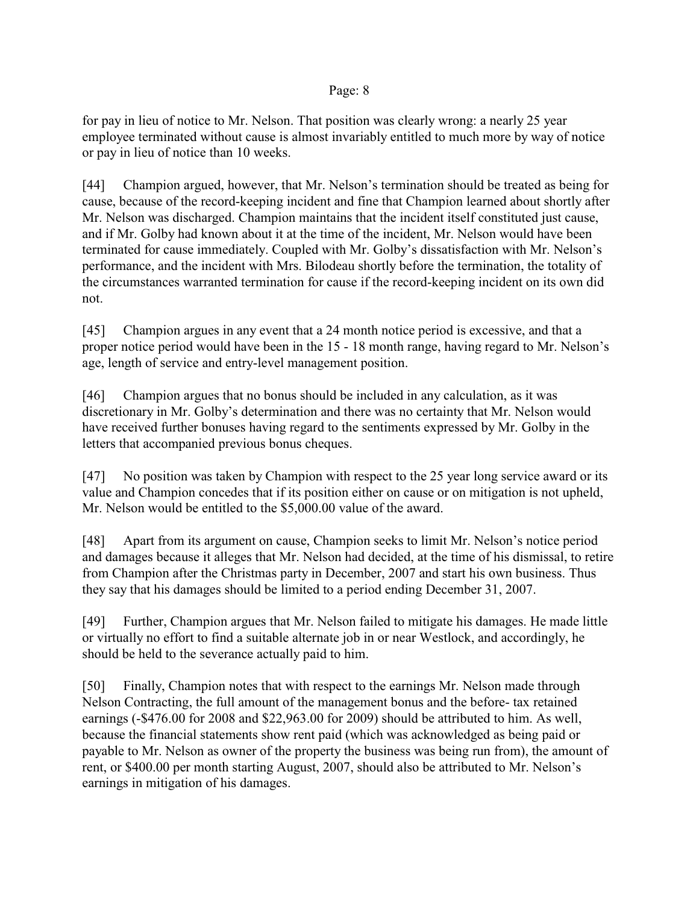for pay in lieu of notice to Mr. Nelson. That position was clearly wrong: a nearly 25 year employee terminated without cause is almost invariably entitled to much more by way of notice or pay in lieu of notice than 10 weeks.

[44] Champion argued, however, that Mr. Nelson's termination should be treated as being for cause, because of the record-keeping incident and fine that Champion learned about shortly after Mr. Nelson was discharged. Champion maintains that the incident itself constituted just cause, and if Mr. Golby had known about it at the time of the incident, Mr. Nelson would have been terminated for cause immediately. Coupled with Mr. Golby's dissatisfaction with Mr. Nelson's performance, and the incident with Mrs. Bilodeau shortly before the termination, the totality of the circumstances warranted termination for cause if the record-keeping incident on its own did not.

[45] Champion argues in any event that a 24 month notice period is excessive, and that a proper notice period would have been in the 15 - 18 month range, having regard to Mr. Nelson's age, length of service and entry-level management position.

[46] Champion argues that no bonus should be included in any calculation, as it was discretionary in Mr. Golby's determination and there was no certainty that Mr. Nelson would have received further bonuses having regard to the sentiments expressed by Mr. Golby in the letters that accompanied previous bonus cheques.

[47] No position was taken by Champion with respect to the 25 year long service award or its value and Champion concedes that if its position either on cause or on mitigation is not upheld, Mr. Nelson would be entitled to the $5,000.00 value of the award.

[48] Apart from its argument on cause, Champion seeks to limit Mr. Nelson's notice period and damages because it alleges that Mr. Nelson had decided, at the time of his dismissal, to retire from Champion after the Christmas party in December, 2007 and start his own business. Thus they say that his damages should be limited to a period ending December 31, 2007.

[49] Further, Champion argues that Mr. Nelson failed to mitigate his damages. He made little or virtually no effort to find a suitable alternate job in or near Westlock, and accordingly, he should be held to the severance actually paid to him.

[50] Finally, Champion notes that with respect to the earnings Mr. Nelson made through Nelson Contracting, the full amount of the management bonus and the before- tax retained earnings (-$476.00 for 2008 and $22,963.00 for 2009) should be attributed to him. As well, because the financial statements show rent paid (which was acknowledged as being paid or payable to Mr. Nelson as owner of the property the business was being run from), the amount of rent, or $400.00 per month starting August, 2007, should also be attributed to Mr. Nelson's earnings in mitigation of his damages.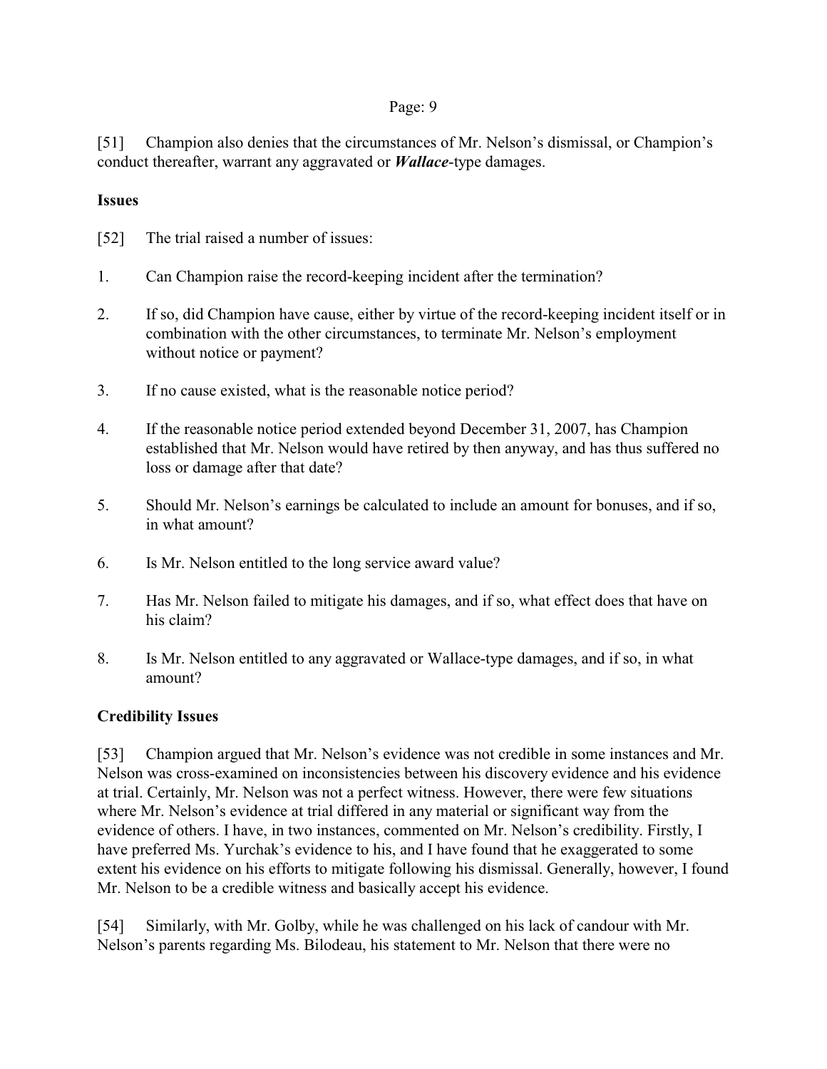[51] Champion also denies that the circumstances of Mr. Nelson's dismissal, or Champion's conduct thereafter, warrant any aggravated or ***Wallace***-type damages.

**Issues**

[52] The trial raised a number of issues:

1. Can Champion raise the record-keeping incident after the termination?

2. If so, did Champion have cause, either by virtue of the record-keeping incident itself or in combination with the other circumstances, to terminate Mr. Nelson's employment without notice or payment?

3. If no cause existed, what is the reasonable notice period?

4. If the reasonable notice period extended beyond December 31, 2007, has Champion established that Mr. Nelson would have retired by then anyway, and has thus suffered no loss or damage after that date?

5. Should Mr. Nelson's earnings be calculated to include an amount for bonuses, and if so, in what amount?

6. Is Mr. Nelson entitled to the long service award value?

7. Has Mr. Nelson failed to mitigate his damages, and if so, what effect does that have on his claim?

8. Is Mr. Nelson entitled to any aggravated or Wallace-type damages, and if so, in what amount?

**Credibility Issues**

[53] Champion argued that Mr. Nelson's evidence was not credible in some instances and Mr. Nelson was cross-examined on inconsistencies between his discovery evidence and his evidence at trial. Certainly, Mr. Nelson was not a perfect witness. However, there were few situations where Mr. Nelson's evidence at trial differed in any material or significant way from the evidence of others. I have, in two instances, commented on Mr. Nelson's credibility. Firstly, I have preferred Ms. Yurchak's evidence to his, and I have found that he exaggerated to some extent his evidence on his efforts to mitigate following his dismissal. Generally, however, I found Mr. Nelson to be a credible witness and basically accept his evidence.

[54] Similarly, with Mr. Golby, while he was challenged on his lack of candour with Mr. Nelson's parents regarding Ms. Bilodeau, his statement to Mr. Nelson that there were no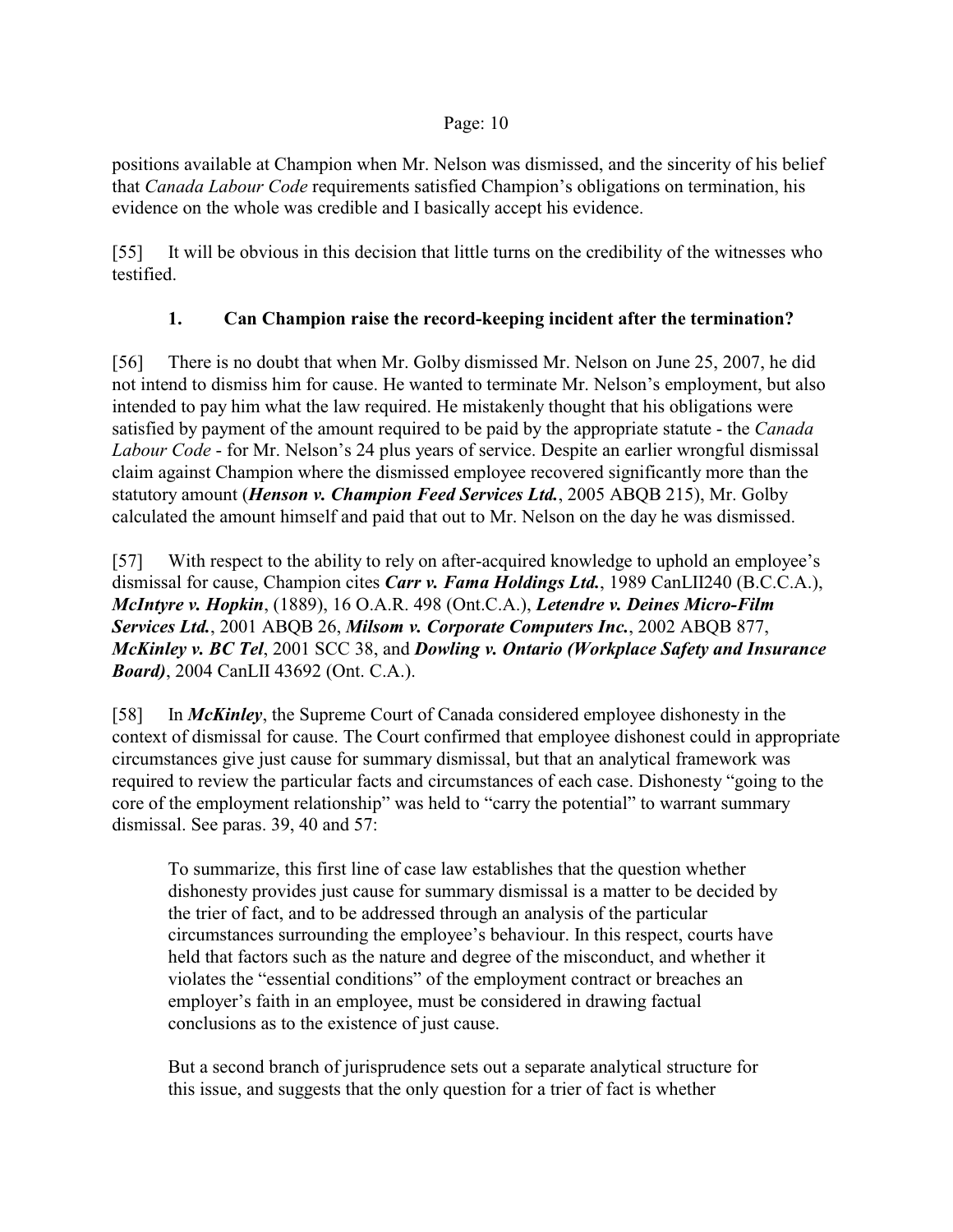positions available at Champion when Mr. Nelson was dismissed, and the sincerity of his belief that *Canada Labour Code* requirements satisfied Champion's obligations on termination, his evidence on the whole was credible and I basically accept his evidence.

[55] It will be obvious in this decision that little turns on the credibility of the witnesses who testified.

### 1. Can Champion raise the record-keeping incident after the termination?

[56] There is no doubt that when Mr. Golby dismissed Mr. Nelson on June 25, 2007, he did not intend to dismiss him for cause. He wanted to terminate Mr. Nelson's employment, but also intended to pay him what the law required. He mistakenly thought that his obligations were satisfied by payment of the amount required to be paid by the appropriate statute - the *Canada Labour Code* - for Mr. Nelson's 24 plus years of service. Despite an earlier wrongful dismissal claim against Champion where the dismissed employee recovered significantly more than the statutory amount (***Henson v. Champion Feed Services Ltd.***, 2005 ABQB 215), Mr. Golby calculated the amount himself and paid that out to Mr. Nelson on the day he was dismissed.

[57] With respect to the ability to rely on after-acquired knowledge to uphold an employee's dismissal for cause, Champion cites ***Carr v. Fama Holdings Ltd.***, 1989 CanLII240 (B.C.C.A.), ***McIntyre v. Hopkin***, (1889), 16 O.A.R. 498 (Ont.C.A.), ***Letendre v. Deines Micro-Film Services Ltd.***, 2001 ABQB 26, ***Milsom v. Corporate Computers Inc.***, 2002 ABQB 877, ***McKinley v. BC Tel***, 2001 SCC 38, and ***Dowling v. Ontario (Workplace Safety and Insurance Board)***, 2004 CanLII 43692 (Ont. C.A.).

[58] In ***McKinley***, the Supreme Court of Canada considered employee dishonesty in the context of dismissal for cause. The Court confirmed that employee dishonest could in appropriate circumstances give just cause for summary dismissal, but that an analytical framework was required to review the particular facts and circumstances of each case. Dishonesty "going to the core of the employment relationship" was held to "carry the potential" to warrant summary dismissal. See paras. 39, 40 and 57:

> To summarize, this first line of case law establishes that the question whether dishonesty provides just cause for summary dismissal is a matter to be decided by the trier of fact, and to be addressed through an analysis of the particular circumstances surrounding the employee's behaviour. In this respect, courts have held that factors such as the nature and degree of the misconduct, and whether it violates the "essential conditions" of the employment contract or breaches an employer's faith in an employee, must be considered in drawing factual conclusions as to the existence of just cause.
>
> But a second branch of jurisprudence sets out a separate analytical structure for this issue, and suggests that the only question for a trier of fact is whether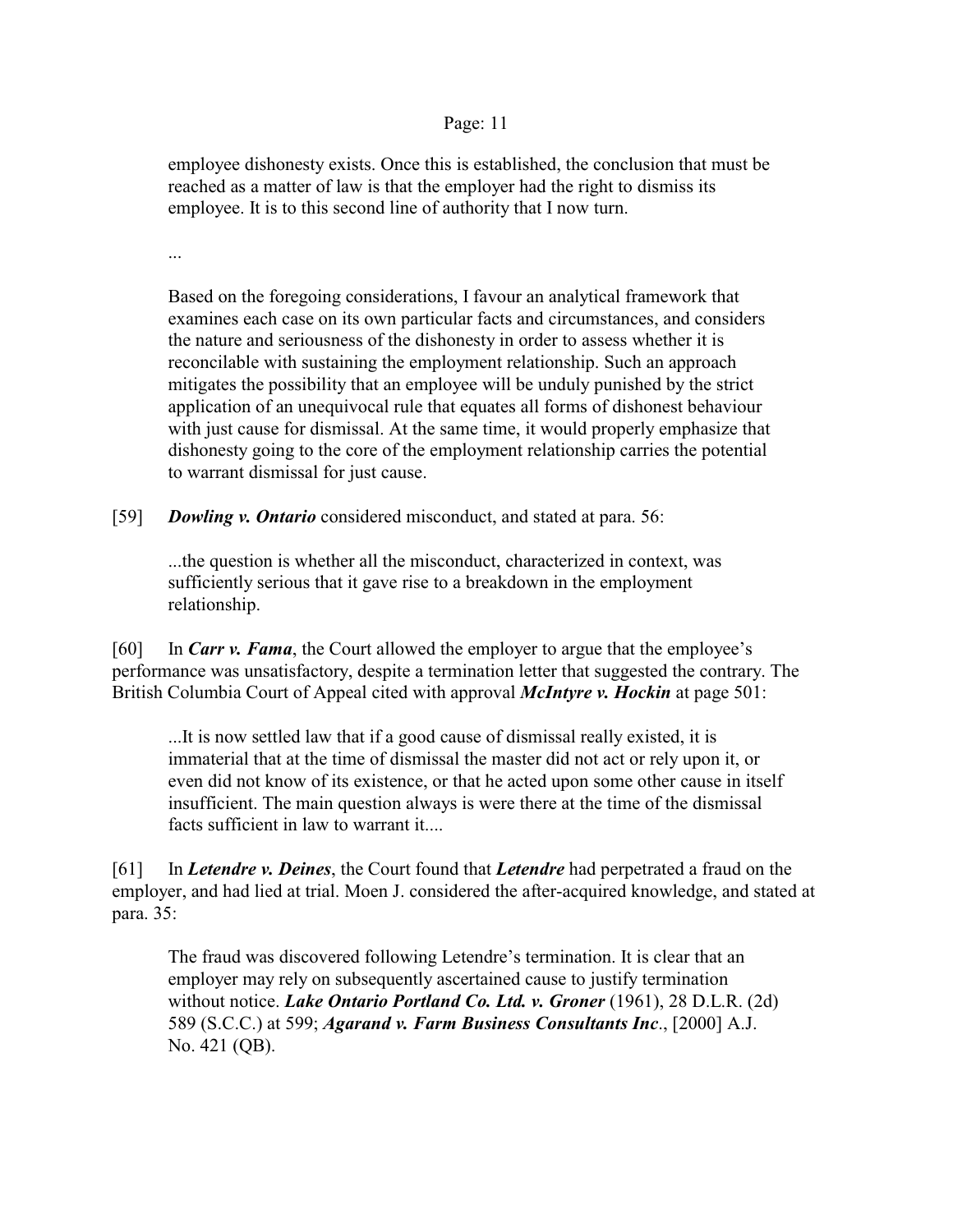> employee dishonesty exists. Once this is established, the conclusion that must be reached as a matter of law is that the employer had the right to dismiss its employee. It is to this second line of authority that I now turn.
>
> ...
>
> Based on the foregoing considerations, I favour an analytical framework that examines each case on its own particular facts and circumstances, and considers the nature and seriousness of the dishonesty in order to assess whether it is reconcilable with sustaining the employment relationship. Such an approach mitigates the possibility that an employee will be unduly punished by the strict application of an unequivocal rule that equates all forms of dishonest behaviour with just cause for dismissal. At the same time, it would properly emphasize that dishonesty going to the core of the employment relationship carries the potential to warrant dismissal for just cause.

[59] ***Dowling v. Ontario*** considered misconduct, and stated at para. 56:

> ...the question is whether all the misconduct, characterized in context, was sufficiently serious that it gave rise to a breakdown in the employment relationship.

[60] In ***Carr v. Fama***, the Court allowed the employer to argue that the employee's performance was unsatisfactory, despite a termination letter that suggested the contrary. The British Columbia Court of Appeal cited with approval ***McIntyre v. Hockin*** at page 501:

> ...It is now settled law that if a good cause of dismissal really existed, it is immaterial that at the time of dismissal the master did not act or rely upon it, or even did not know of its existence, or that he acted upon some other cause in itself insufficient. The main question always is were there at the time of the dismissal facts sufficient in law to warrant it....

[61] In ***Letendre v. Deines***, the Court found that ***Letendre*** had perpetrated a fraud on the employer, and had lied at trial. Moen J. considered the after-acquired knowledge, and stated at para. 35:

> The fraud was discovered following Letendre's termination. It is clear that an employer may rely on subsequently ascertained cause to justify termination without notice. ***Lake Ontario Portland Co. Ltd. v. Groner*** (1961), 28 D.L.R. (2d) 589 (S.C.C.) at 599; ***Agarand v. Farm Business Consultants Inc***., [2000] A.J. No. 421 (QB).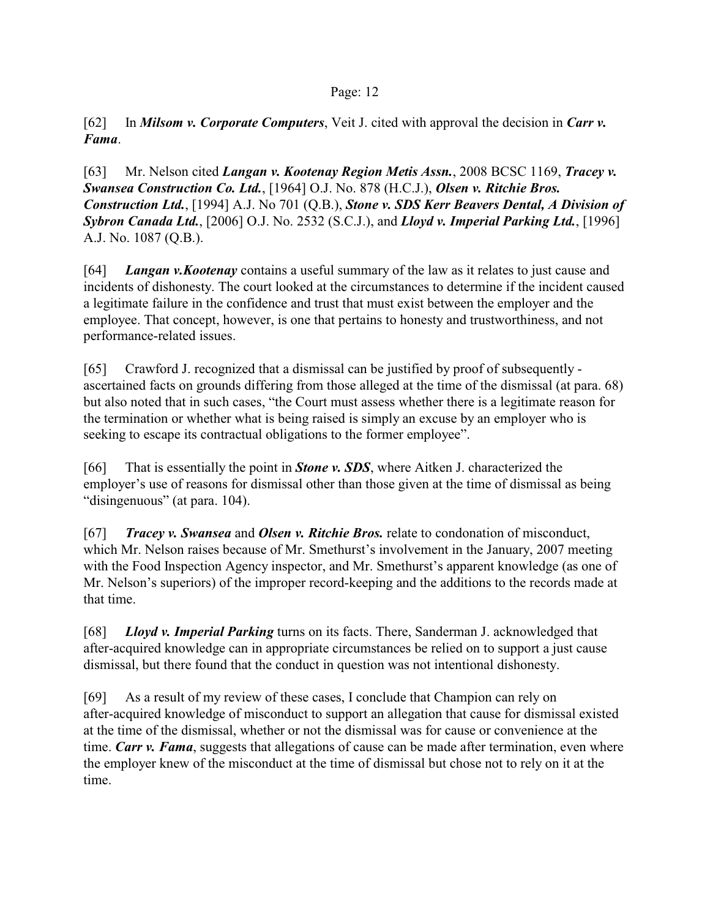[62] In ***Milsom v. Corporate Computers***, Veit J. cited with approval the decision in ***Carr v. Fama***.

[63] Mr. Nelson cited ***Langan v. Kootenay Region Metis Assn.***, 2008 BCSC 1169, ***Tracey v. Swansea Construction Co. Ltd.***, [1964] O.J. No. 878 (H.C.J.), ***Olsen v. Ritchie Bros. Construction Ltd.***, [1994] A.J. No 701 (Q.B.), ***Stone v. SDS Kerr Beavers Dental, A Division of Sybron Canada Ltd.***, [2006] O.J. No. 2532 (S.C.J.), and ***Lloyd v. Imperial Parking Ltd.***, [1996] A.J. No. 1087 (Q.B.).

[64] ***Langan v.Kootenay*** contains a useful summary of the law as it relates to just cause and incidents of dishonesty. The court looked at the circumstances to determine if the incident caused a legitimate failure in the confidence and trust that must exist between the employer and the employee. That concept, however, is one that pertains to honesty and trustworthiness, and not performance-related issues.

[65] Crawford J. recognized that a dismissal can be justified by proof of subsequently - ascertained facts on grounds differing from those alleged at the time of the dismissal (at para. 68) but also noted that in such cases, "the Court must assess whether there is a legitimate reason for the termination or whether what is being raised is simply an excuse by an employer who is seeking to escape its contractual obligations to the former employee".

[66] That is essentially the point in ***Stone v. SDS***, where Aitken J. characterized the employer's use of reasons for dismissal other than those given at the time of dismissal as being "disingenuous" (at para. 104).

[67] ***Tracey v. Swansea*** and ***Olsen v. Ritchie Bros.*** relate to condonation of misconduct, which Mr. Nelson raises because of Mr. Smethurst's involvement in the January, 2007 meeting with the Food Inspection Agency inspector, and Mr. Smethurst's apparent knowledge (as one of Mr. Nelson's superiors) of the improper record-keeping and the additions to the records made at that time.

[68] ***Lloyd v. Imperial Parking*** turns on its facts. There, Sanderman J. acknowledged that after-acquired knowledge can in appropriate circumstances be relied on to support a just cause dismissal, but there found that the conduct in question was not intentional dishonesty.

[69] As a result of my review of these cases, I conclude that Champion can rely on after-acquired knowledge of misconduct to support an allegation that cause for dismissal existed at the time of the dismissal, whether or not the dismissal was for cause or convenience at the time. ***Carr v. Fama***, suggests that allegations of cause can be made after termination, even where the employer knew of the misconduct at the time of dismissal but chose not to rely on it at the time.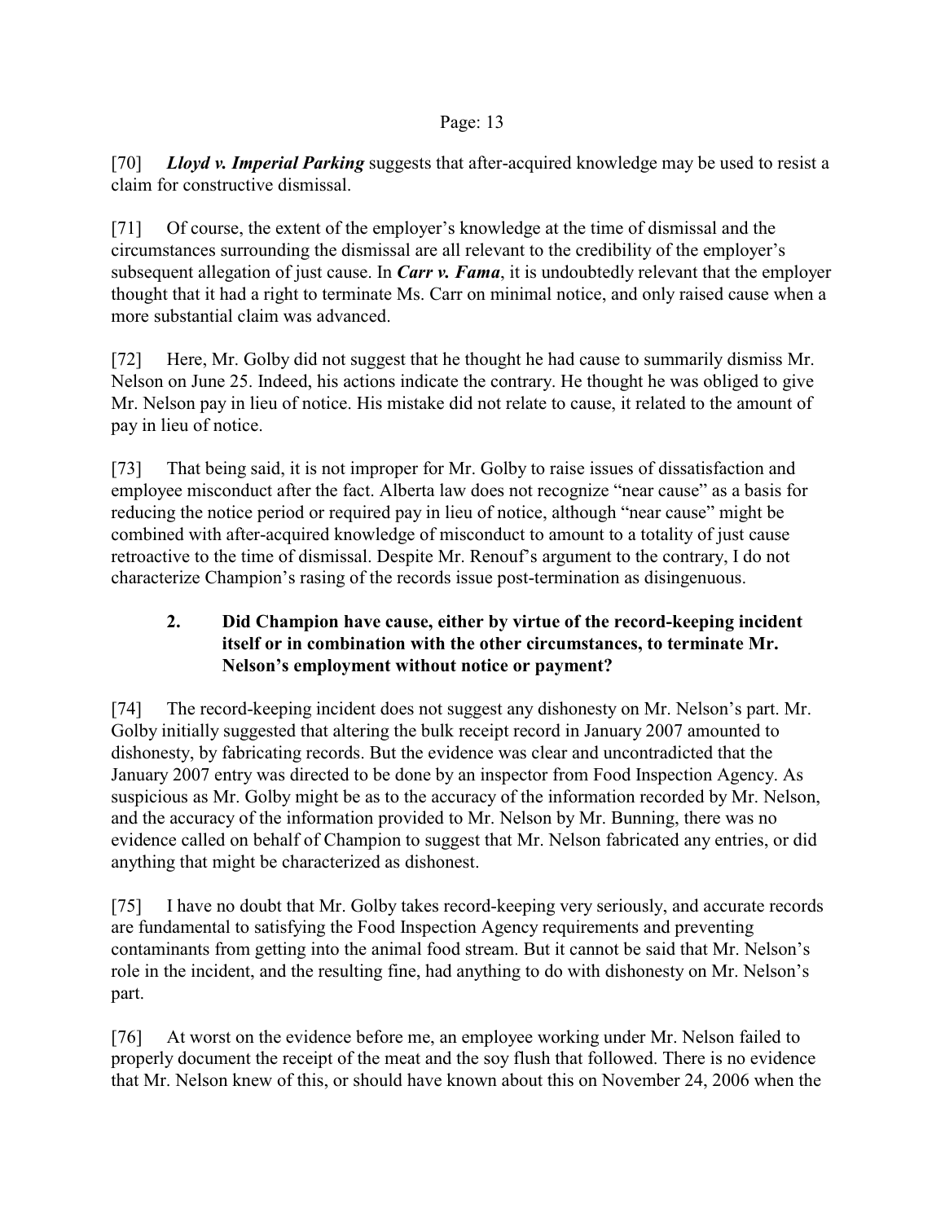[70] ***Lloyd v. Imperial Parking*** suggests that after-acquired knowledge may be used to resist a claim for constructive dismissal.

[71] Of course, the extent of the employer's knowledge at the time of dismissal and the circumstances surrounding the dismissal are all relevant to the credibility of the employer's subsequent allegation of just cause. In ***Carr v. Fama***, it is undoubtedly relevant that the employer thought that it had a right to terminate Ms. Carr on minimal notice, and only raised cause when a more substantial claim was advanced.

[72] Here, Mr. Golby did not suggest that he thought he had cause to summarily dismiss Mr. Nelson on June 25. Indeed, his actions indicate the contrary. He thought he was obliged to give Mr. Nelson pay in lieu of notice. His mistake did not relate to cause, it related to the amount of pay in lieu of notice.

[73] That being said, it is not improper for Mr. Golby to raise issues of dissatisfaction and employee misconduct after the fact. Alberta law does not recognize "near cause" as a basis for reducing the notice period or required pay in lieu of notice, although "near cause" might be combined with after-acquired knowledge of misconduct to amount to a totality of just cause retroactive to the time of dismissal. Despite Mr. Renouf's argument to the contrary, I do not characterize Champion's rasing of the records issue post-termination as disingenuous.

### 2. Did Champion have cause, either by virtue of the record-keeping incident itself or in combination with the other circumstances, to terminate Mr. Nelson's employment without notice or payment?

[74] The record-keeping incident does not suggest any dishonesty on Mr. Nelson's part. Mr. Golby initially suggested that altering the bulk receipt record in January 2007 amounted to dishonesty, by fabricating records. But the evidence was clear and uncontradicted that the January 2007 entry was directed to be done by an inspector from Food Inspection Agency. As suspicious as Mr. Golby might be as to the accuracy of the information recorded by Mr. Nelson, and the accuracy of the information provided to Mr. Nelson by Mr. Bunning, there was no evidence called on behalf of Champion to suggest that Mr. Nelson fabricated any entries, or did anything that might be characterized as dishonest.

[75] I have no doubt that Mr. Golby takes record-keeping very seriously, and accurate records are fundamental to satisfying the Food Inspection Agency requirements and preventing contaminants from getting into the animal food stream. But it cannot be said that Mr. Nelson's role in the incident, and the resulting fine, had anything to do with dishonesty on Mr. Nelson's part.

[76] At worst on the evidence before me, an employee working under Mr. Nelson failed to properly document the receipt of the meat and the soy flush that followed. There is no evidence that Mr. Nelson knew of this, or should have known about this on November 24, 2006 when the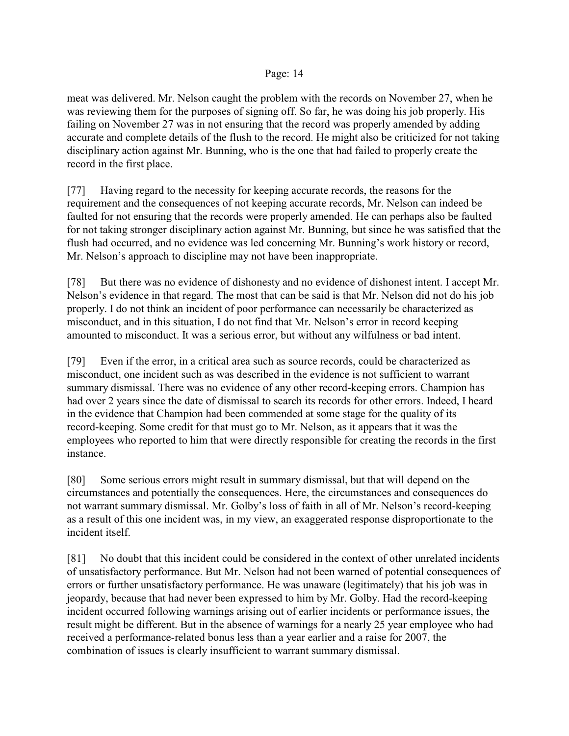meat was delivered. Mr. Nelson caught the problem with the records on November 27, when he was reviewing them for the purposes of signing off. So far, he was doing his job properly. His failing on November 27 was in not ensuring that the record was properly amended by adding accurate and complete details of the flush to the record. He might also be criticized for not taking disciplinary action against Mr. Bunning, who is the one that had failed to properly create the record in the first place.

[77] Having regard to the necessity for keeping accurate records, the reasons for the requirement and the consequences of not keeping accurate records, Mr. Nelson can indeed be faulted for not ensuring that the records were properly amended. He can perhaps also be faulted for not taking stronger disciplinary action against Mr. Bunning, but since he was satisfied that the flush had occurred, and no evidence was led concerning Mr. Bunning's work history or record, Mr. Nelson's approach to discipline may not have been inappropriate.

[78] But there was no evidence of dishonesty and no evidence of dishonest intent. I accept Mr. Nelson's evidence in that regard. The most that can be said is that Mr. Nelson did not do his job properly. I do not think an incident of poor performance can necessarily be characterized as misconduct, and in this situation, I do not find that Mr. Nelson's error in record keeping amounted to misconduct. It was a serious error, but without any wilfulness or bad intent.

[79] Even if the error, in a critical area such as source records, could be characterized as misconduct, one incident such as was described in the evidence is not sufficient to warrant summary dismissal. There was no evidence of any other record-keeping errors. Champion has had over 2 years since the date of dismissal to search its records for other errors. Indeed, I heard in the evidence that Champion had been commended at some stage for the quality of its record-keeping. Some credit for that must go to Mr. Nelson, as it appears that it was the employees who reported to him that were directly responsible for creating the records in the first instance.

[80] Some serious errors might result in summary dismissal, but that will depend on the circumstances and potentially the consequences. Here, the circumstances and consequences do not warrant summary dismissal. Mr. Golby's loss of faith in all of Mr. Nelson's record-keeping as a result of this one incident was, in my view, an exaggerated response disproportionate to the incident itself.

[81] No doubt that this incident could be considered in the context of other unrelated incidents of unsatisfactory performance. But Mr. Nelson had not been warned of potential consequences of errors or further unsatisfactory performance. He was unaware (legitimately) that his job was in jeopardy, because that had never been expressed to him by Mr. Golby. Had the record-keeping incident occurred following warnings arising out of earlier incidents or performance issues, the result might be different. But in the absence of warnings for a nearly 25 year employee who had received a performance-related bonus less than a year earlier and a raise for 2007, the combination of issues is clearly insufficient to warrant summary dismissal.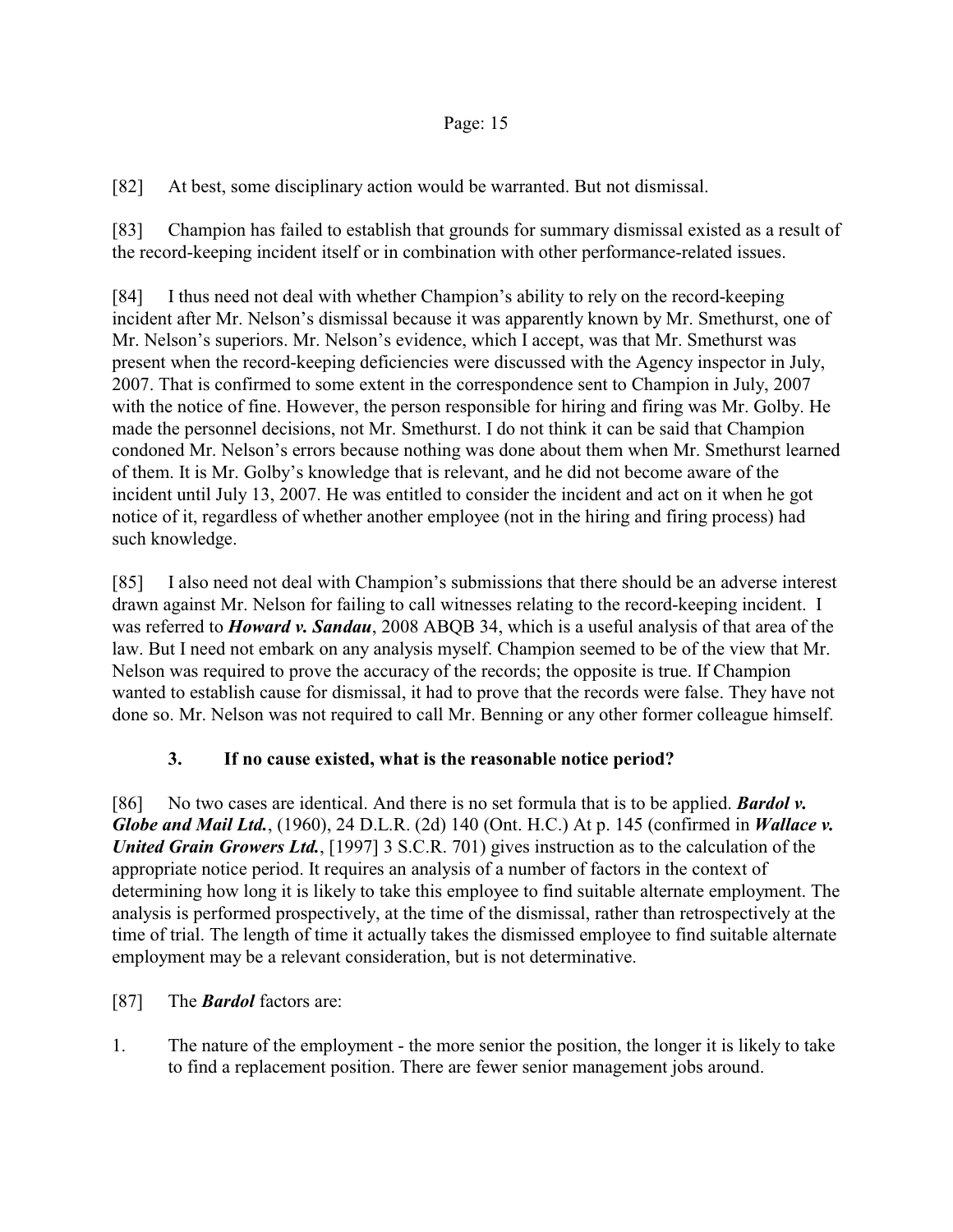[82] At best, some disciplinary action would be warranted. But not dismissal.

[83] Champion has failed to establish that grounds for summary dismissal existed as a result of the record-keeping incident itself or in combination with other performance-related issues.

[84] I thus need not deal with whether Champion's ability to rely on the record-keeping incident after Mr. Nelson's dismissal because it was apparently known by Mr. Smethurst, one of Mr. Nelson's superiors. Mr. Nelson's evidence, which I accept, was that Mr. Smethurst was present when the record-keeping deficiencies were discussed with the Agency inspector in July, 2007. That is confirmed to some extent in the correspondence sent to Champion in July, 2007 with the notice of fine. However, the person responsible for hiring and firing was Mr. Golby. He made the personnel decisions, not Mr. Smethurst. I do not think it can be said that Champion condoned Mr. Nelson's errors because nothing was done about them when Mr. Smethurst learned of them. It is Mr. Golby's knowledge that is relevant, and he did not become aware of the incident until July 13, 2007. He was entitled to consider the incident and act on it when he got notice of it, regardless of whether another employee (not in the hiring and firing process) had such knowledge.

[85] I also need not deal with Champion's submissions that there should be an adverse interest drawn against Mr. Nelson for failing to call witnesses relating to the record-keeping incident. I was referred to ***Howard v. Sandau***, 2008 ABQB 34, which is a useful analysis of that area of the law. But I need not embark on any analysis myself. Champion seemed to be of the view that Mr. Nelson was required to prove the accuracy of the records; the opposite is true. If Champion wanted to establish cause for dismissal, it had to prove that the records were false. They have not done so. Mr. Nelson was not required to call Mr. Benning or any other former colleague himself.

### 3. If no cause existed, what is the reasonable notice period?

[86] No two cases are identical. And there is no set formula that is to be applied. ***Bardol v. Globe and Mail Ltd.***, (1960), 24 D.L.R. (2d) 140 (Ont. H.C.) At p. 145 (confirmed in ***Wallace v. United Grain Growers Ltd.***, [1997] 3 S.C.R. 701) gives instruction as to the calculation of the appropriate notice period. It requires an analysis of a number of factors in the context of determining how long it is likely to take this employee to find suitable alternate employment. The analysis is performed prospectively, at the time of the dismissal, rather than retrospectively at the time of trial. The length of time it actually takes the dismissed employee to find suitable alternate employment may be a relevant consideration, but is not determinative.

[87] The ***Bardol*** factors are:

1. The nature of the employment - the more senior the position, the longer it is likely to take to find a replacement position. There are fewer senior management jobs around.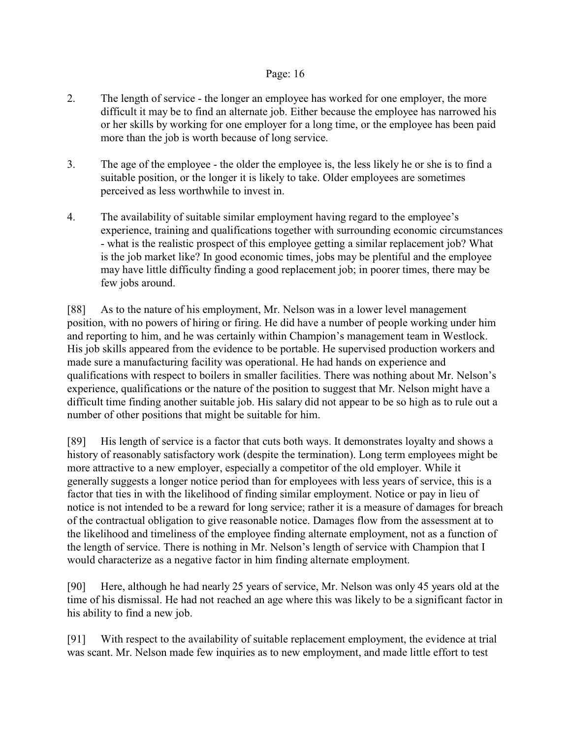2. The length of service - the longer an employee has worked for one employer, the more difficult it may be to find an alternate job. Either because the employee has narrowed his or her skills by working for one employer for a long time, or the employee has been paid more than the job is worth because of long service.

3. The age of the employee - the older the employee is, the less likely he or she is to find a suitable position, or the longer it is likely to take. Older employees are sometimes perceived as less worthwhile to invest in.

4. The availability of suitable similar employment having regard to the employee's experience, training and qualifications together with surrounding economic circumstances - what is the realistic prospect of this employee getting a similar replacement job? What is the job market like? In good economic times, jobs may be plentiful and the employee may have little difficulty finding a good replacement job; in poorer times, there may be few jobs around.

[88] As to the nature of his employment, Mr. Nelson was in a lower level management position, with no powers of hiring or firing. He did have a number of people working under him and reporting to him, and he was certainly within Champion's management team in Westlock. His job skills appeared from the evidence to be portable. He supervised production workers and made sure a manufacturing facility was operational. He had hands on experience and qualifications with respect to boilers in smaller facilities. There was nothing about Mr. Nelson's experience, qualifications or the nature of the position to suggest that Mr. Nelson might have a difficult time finding another suitable job. His salary did not appear to be so high as to rule out a number of other positions that might be suitable for him.

[89] His length of service is a factor that cuts both ways. It demonstrates loyalty and shows a history of reasonably satisfactory work (despite the termination). Long term employees might be more attractive to a new employer, especially a competitor of the old employer. While it generally suggests a longer notice period than for employees with less years of service, this is a factor that ties in with the likelihood of finding similar employment. Notice or pay in lieu of notice is not intended to be a reward for long service; rather it is a measure of damages for breach of the contractual obligation to give reasonable notice. Damages flow from the assessment at to the likelihood and timeliness of the employee finding alternate employment, not as a function of the length of service. There is nothing in Mr. Nelson's length of service with Champion that I would characterize as a negative factor in him finding alternate employment.

[90] Here, although he had nearly 25 years of service, Mr. Nelson was only 45 years old at the time of his dismissal. He had not reached an age where this was likely to be a significant factor in his ability to find a new job.

[91] With respect to the availability of suitable replacement employment, the evidence at trial was scant. Mr. Nelson made few inquiries as to new employment, and made little effort to test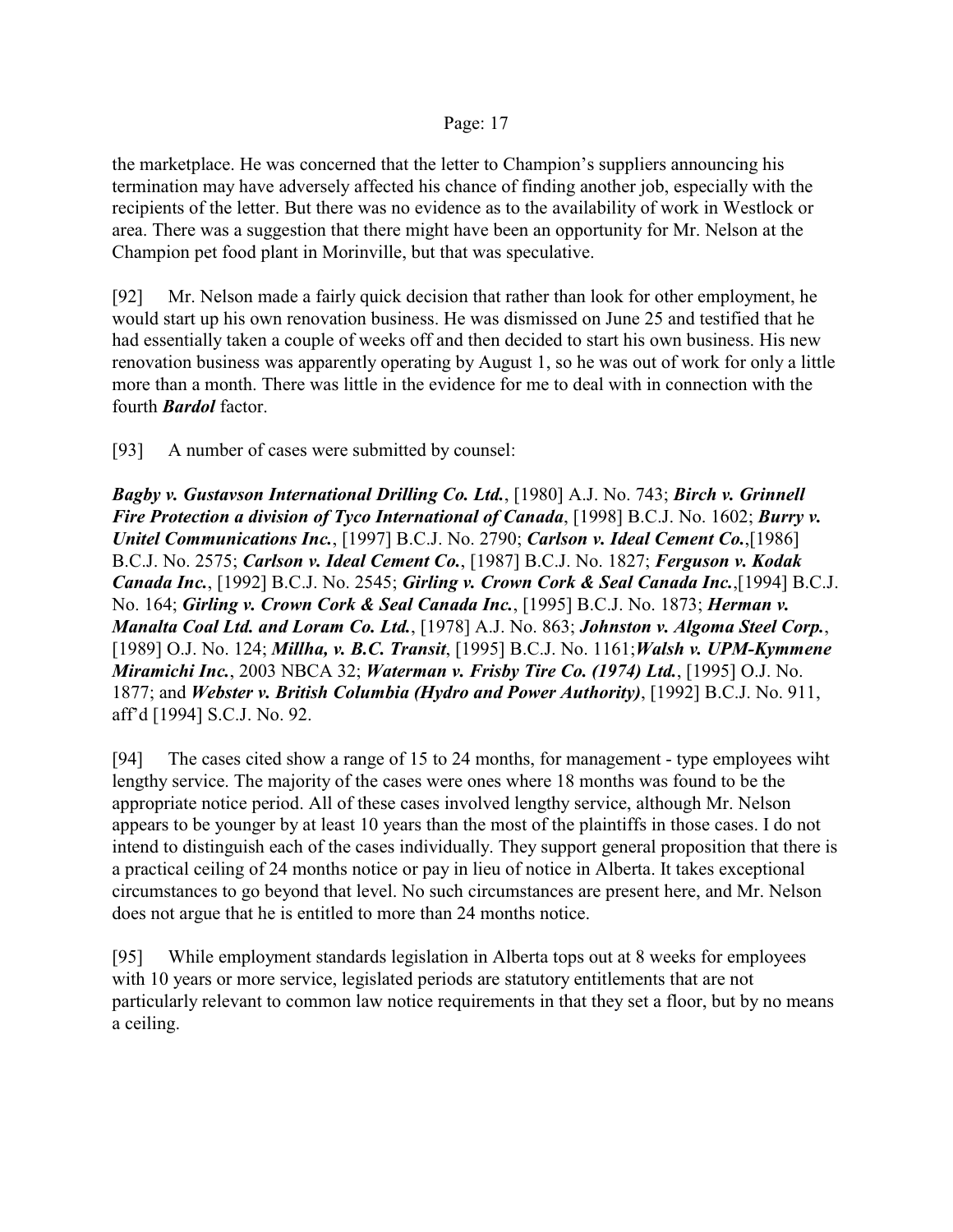the marketplace. He was concerned that the letter to Champion's suppliers announcing his termination may have adversely affected his chance of finding another job, especially with the recipients of the letter. But there was no evidence as to the availability of work in Westlock or area. There was a suggestion that there might have been an opportunity for Mr. Nelson at the Champion pet food plant in Morinville, but that was speculative.

[92] Mr. Nelson made a fairly quick decision that rather than look for other employment, he would start up his own renovation business. He was dismissed on June 25 and testified that he had essentially taken a couple of weeks off and then decided to start his own business. His new renovation business was apparently operating by August 1, so he was out of work for only a little more than a month. There was little in the evidence for me to deal with in connection with the fourth ***Bardol*** factor.

[93] A number of cases were submitted by counsel:

***Bagby v. Gustavson International Drilling Co. Ltd.***, [1980] A.J. No. 743; ***Birch v. Grinnell Fire Protection a division of Tyco International of Canada***, [1998] B.C.J. No. 1602; ***Burry v. Unitel Communications Inc.***, [1997] B.C.J. No. 2790; ***Carlson v. Ideal Cement Co.***,[1986] B.C.J. No. 2575; ***Carlson v. Ideal Cement Co.***, [1987] B.C.J. No. 1827; ***Ferguson v. Kodak Canada Inc.***, [1992] B.C.J. No. 2545; ***Girling v. Crown Cork & Seal Canada Inc.***,[1994] B.C.J. No. 164; ***Girling v. Crown Cork & Seal Canada Inc.***, [1995] B.C.J. No. 1873; ***Herman v. Manalta Coal Ltd. and Loram Co. Ltd.***, [1978] A.J. No. 863; ***Johnston v. Algoma Steel Corp.***, [1989] O.J. No. 124; ***Millha, v. B.C. Transit***, [1995] B.C.J. No. 1161;***Walsh v. UPM-Kymmene Miramichi Inc.***, 2003 NBCA 32; ***Waterman v. Frisby Tire Co. (1974) Ltd.***, [1995] O.J. No. 1877; and ***Webster v. British Columbia (Hydro and Power Authority)***, [1992] B.C.J. No. 911, aff'd [1994] S.C.J. No. 92.

[94] The cases cited show a range of 15 to 24 months, for management - type employees wiht lengthy service. The majority of the cases were ones where 18 months was found to be the appropriate notice period. All of these cases involved lengthy service, although Mr. Nelson appears to be younger by at least 10 years than the most of the plaintiffs in those cases. I do not intend to distinguish each of the cases individually. They support general proposition that there is a practical ceiling of 24 months notice or pay in lieu of notice in Alberta. It takes exceptional circumstances to go beyond that level. No such circumstances are present here, and Mr. Nelson does not argue that he is entitled to more than 24 months notice.

[95] While employment standards legislation in Alberta tops out at 8 weeks for employees with 10 years or more service, legislated periods are statutory entitlements that are not particularly relevant to common law notice requirements in that they set a floor, but by no means a ceiling.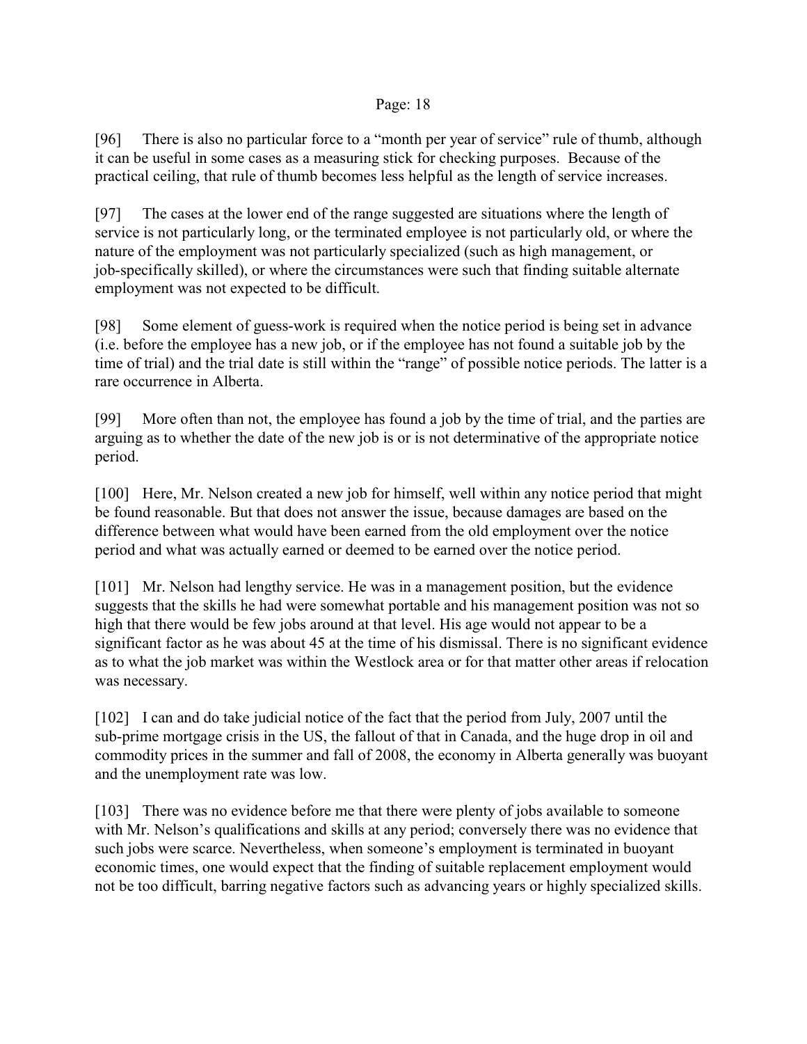[96] There is also no particular force to a "month per year of service" rule of thumb, although it can be useful in some cases as a measuring stick for checking purposes. Because of the practical ceiling, that rule of thumb becomes less helpful as the length of service increases.

[97] The cases at the lower end of the range suggested are situations where the length of service is not particularly long, or the terminated employee is not particularly old, or where the nature of the employment was not particularly specialized (such as high management, or job-specifically skilled), or where the circumstances were such that finding suitable alternate employment was not expected to be difficult.

[98] Some element of guess-work is required when the notice period is being set in advance (i.e. before the employee has a new job, or if the employee has not found a suitable job by the time of trial) and the trial date is still within the "range" of possible notice periods. The latter is a rare occurrence in Alberta.

[99] More often than not, the employee has found a job by the time of trial, and the parties are arguing as to whether the date of the new job is or is not determinative of the appropriate notice period.

[100] Here, Mr. Nelson created a new job for himself, well within any notice period that might be found reasonable. But that does not answer the issue, because damages are based on the difference between what would have been earned from the old employment over the notice period and what was actually earned or deemed to be earned over the notice period.

[101] Mr. Nelson had lengthy service. He was in a management position, but the evidence suggests that the skills he had were somewhat portable and his management position was not so high that there would be few jobs around at that level. His age would not appear to be a significant factor as he was about 45 at the time of his dismissal. There is no significant evidence as to what the job market was within the Westlock area or for that matter other areas if relocation was necessary.

[102] I can and do take judicial notice of the fact that the period from July, 2007 until the sub-prime mortgage crisis in the US, the fallout of that in Canada, and the huge drop in oil and commodity prices in the summer and fall of 2008, the economy in Alberta generally was buoyant and the unemployment rate was low.

[103] There was no evidence before me that there were plenty of jobs available to someone with Mr. Nelson's qualifications and skills at any period; conversely there was no evidence that such jobs were scarce. Nevertheless, when someone's employment is terminated in buoyant economic times, one would expect that the finding of suitable replacement employment would not be too difficult, barring negative factors such as advancing years or highly specialized skills.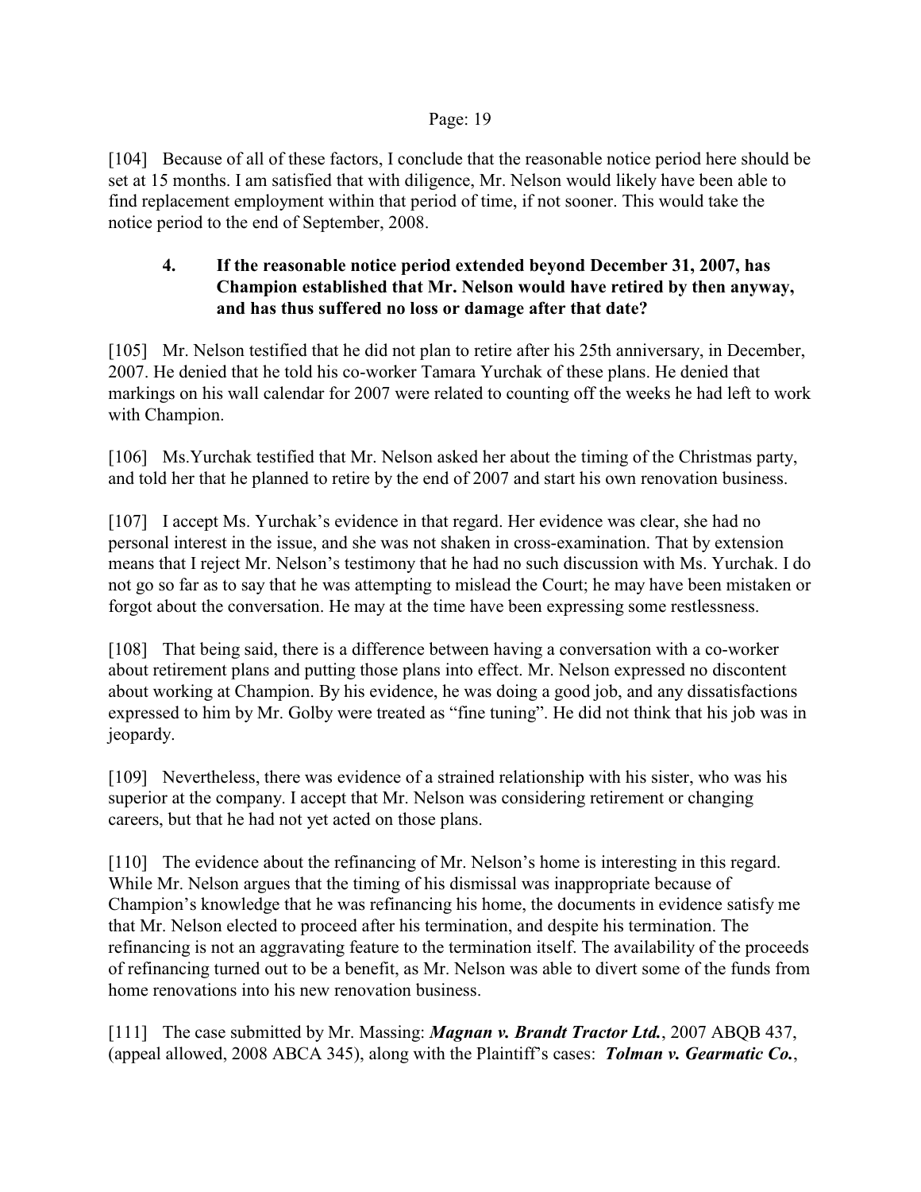[104] Because of all of these factors, I conclude that the reasonable notice period here should be set at 15 months. I am satisfied that with diligence, Mr. Nelson would likely have been able to find replacement employment within that period of time, if not sooner. This would take the notice period to the end of September, 2008.

### 4. If the reasonable notice period extended beyond December 31, 2007, has Champion established that Mr. Nelson would have retired by then anyway, and has thus suffered no loss or damage after that date?

[105] Mr. Nelson testified that he did not plan to retire after his 25th anniversary, in December, 2007. He denied that he told his co-worker Tamara Yurchak of these plans. He denied that markings on his wall calendar for 2007 were related to counting off the weeks he had left to work with Champion.

[106] Ms.Yurchak testified that Mr. Nelson asked her about the timing of the Christmas party, and told her that he planned to retire by the end of 2007 and start his own renovation business.

[107] I accept Ms. Yurchak's evidence in that regard. Her evidence was clear, she had no personal interest in the issue, and she was not shaken in cross-examination. That by extension means that I reject Mr. Nelson's testimony that he had no such discussion with Ms. Yurchak. I do not go so far as to say that he was attempting to mislead the Court; he may have been mistaken or forgot about the conversation. He may at the time have been expressing some restlessness.

[108] That being said, there is a difference between having a conversation with a co-worker about retirement plans and putting those plans into effect. Mr. Nelson expressed no discontent about working at Champion. By his evidence, he was doing a good job, and any dissatisfactions expressed to him by Mr. Golby were treated as "fine tuning". He did not think that his job was in jeopardy.

[109] Nevertheless, there was evidence of a strained relationship with his sister, who was his superior at the company. I accept that Mr. Nelson was considering retirement or changing careers, but that he had not yet acted on those plans.

[110] The evidence about the refinancing of Mr. Nelson's home is interesting in this regard. While Mr. Nelson argues that the timing of his dismissal was inappropriate because of Champion's knowledge that he was refinancing his home, the documents in evidence satisfy me that Mr. Nelson elected to proceed after his termination, and despite his termination. The refinancing is not an aggravating feature to the termination itself. The availability of the proceeds of refinancing turned out to be a benefit, as Mr. Nelson was able to divert some of the funds from home renovations into his new renovation business.

[111] The case submitted by Mr. Massing: ***Magnan v. Brandt Tractor Ltd.***, 2007 ABQB 437, (appeal allowed, 2008 ABCA 345), along with the Plaintiff's cases: ***Tolman v. Gearmatic Co.***,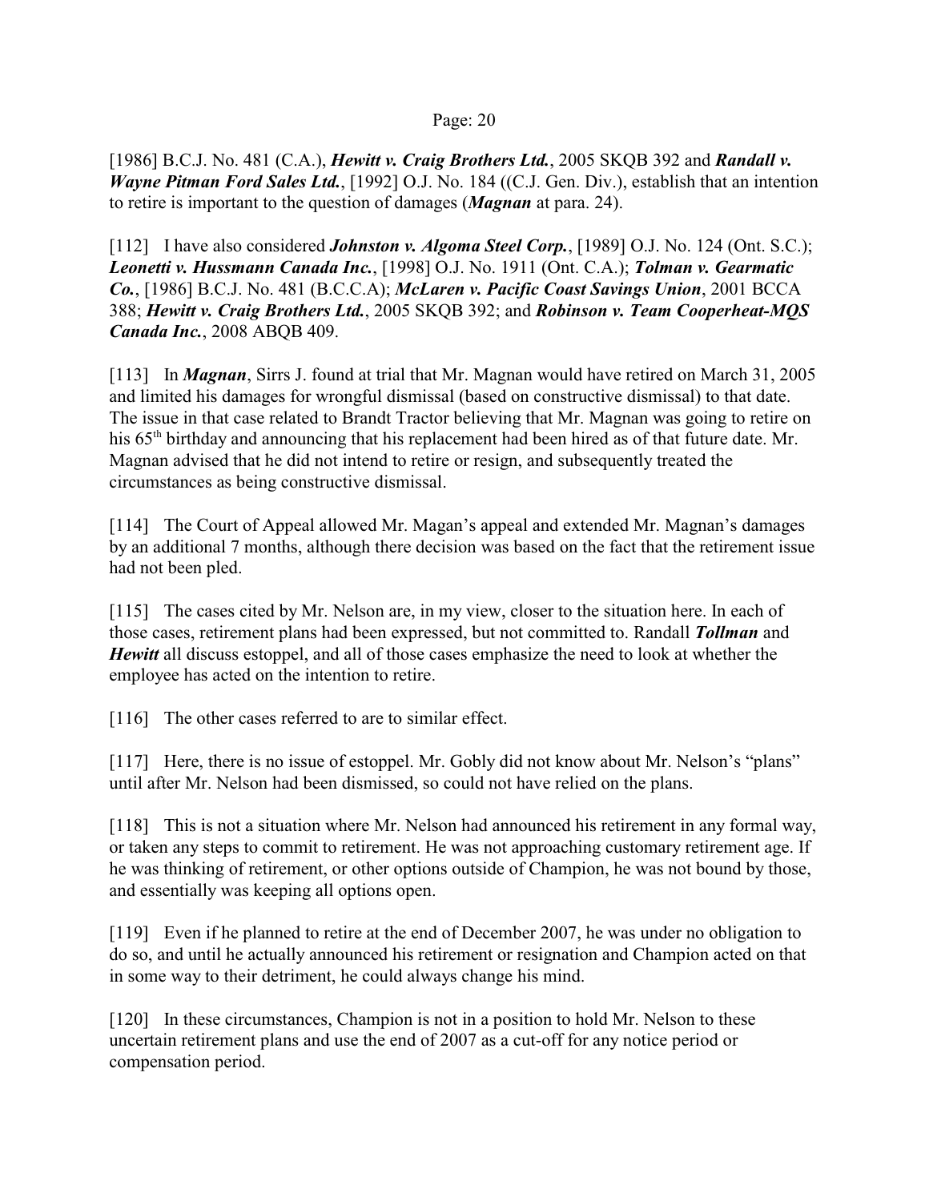[1986] B.C.J. No. 481 (C.A.), ***Hewitt v. Craig Brothers Ltd.***, 2005 SKQB 392 and ***Randall v. Wayne Pitman Ford Sales Ltd.***, [1992] O.J. No. 184 ((C.J. Gen. Div.), establish that an intention to retire is important to the question of damages (***Magnan*** at para. 24).

[112] I have also considered ***Johnston v. Algoma Steel Corp.***, [1989] O.J. No. 124 (Ont. S.C.); ***Leonetti v. Hussmann Canada Inc.***, [1998] O.J. No. 1911 (Ont. C.A.); ***Tolman v. Gearmatic Co.***, [1986] B.C.J. No. 481 (B.C.C.A); ***McLaren v. Pacific Coast Savings Union***, 2001 BCCA 388; ***Hewitt v. Craig Brothers Ltd.***, 2005 SKQB 392; and ***Robinson v. Team Cooperheat-MQS Canada Inc.***, 2008 ABQB 409.

[113] In ***Magnan***, Sirrs J. found at trial that Mr. Magnan would have retired on March 31, 2005 and limited his damages for wrongful dismissal (based on constructive dismissal) to that date. The issue in that case related to Brandt Tractor believing that Mr. Magnan was going to retire on his 65th birthday and announcing that his replacement had been hired as of that future date. Mr. Magnan advised that he did not intend to retire or resign, and subsequently treated the circumstances as being constructive dismissal.

[114] The Court of Appeal allowed Mr. Magan's appeal and extended Mr. Magnan's damages by an additional 7 months, although there decision was based on the fact that the retirement issue had not been pled.

[115] The cases cited by Mr. Nelson are, in my view, closer to the situation here. In each of those cases, retirement plans had been expressed, but not committed to. Randall ***Tollman*** and ***Hewitt*** all discuss estoppel, and all of those cases emphasize the need to look at whether the employee has acted on the intention to retire.

[116] The other cases referred to are to similar effect.

[117] Here, there is no issue of estoppel. Mr. Gobly did not know about Mr. Nelson's "plans" until after Mr. Nelson had been dismissed, so could not have relied on the plans.

[118] This is not a situation where Mr. Nelson had announced his retirement in any formal way, or taken any steps to commit to retirement. He was not approaching customary retirement age. If he was thinking of retirement, or other options outside of Champion, he was not bound by those, and essentially was keeping all options open.

[119] Even if he planned to retire at the end of December 2007, he was under no obligation to do so, and until he actually announced his retirement or resignation and Champion acted on that in some way to their detriment, he could always change his mind.

[120] In these circumstances, Champion is not in a position to hold Mr. Nelson to these uncertain retirement plans and use the end of 2007 as a cut-off for any notice period or compensation period.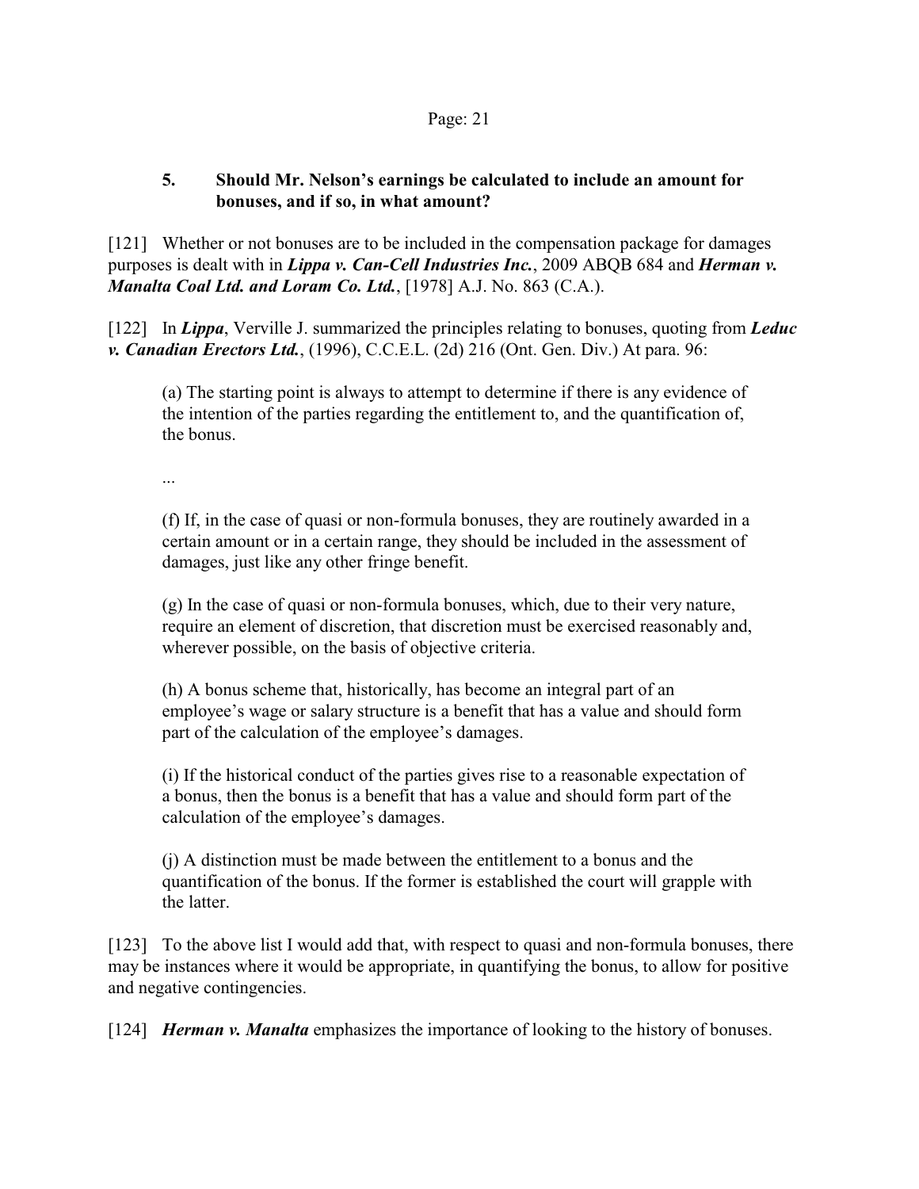### 5. Should Mr. Nelson's earnings be calculated to include an amount for bonuses, and if so, in what amount?

[121] Whether or not bonuses are to be included in the compensation package for damages purposes is dealt with in ***Lippa v. Can-Cell Industries Inc.***, 2009 ABQB 684 and ***Herman v. Manalta Coal Ltd. and Loram Co. Ltd.***, [1978] A.J. No. 863 (C.A.).

[122] In ***Lippa***, Verville J. summarized the principles relating to bonuses, quoting from ***Leduc v. Canadian Erectors Ltd.***, (1996), C.C.E.L. (2d) 216 (Ont. Gen. Div.) At para. 96:

> (a) The starting point is always to attempt to determine if there is any evidence of the intention of the parties regarding the entitlement to, and the quantification of, the bonus.
>
> ...
>
> (f) If, in the case of quasi or non-formula bonuses, they are routinely awarded in a certain amount or in a certain range, they should be included in the assessment of damages, just like any other fringe benefit.
>
> (g) In the case of quasi or non-formula bonuses, which, due to their very nature, require an element of discretion, that discretion must be exercised reasonably and, wherever possible, on the basis of objective criteria.
>
> (h) A bonus scheme that, historically, has become an integral part of an employee's wage or salary structure is a benefit that has a value and should form part of the calculation of the employee's damages.
>
> (i) If the historical conduct of the parties gives rise to a reasonable expectation of a bonus, then the bonus is a benefit that has a value and should form part of the calculation of the employee's damages.
>
> (j) A distinction must be made between the entitlement to a bonus and the quantification of the bonus. If the former is established the court will grapple with the latter.

[123] To the above list I would add that, with respect to quasi and non-formula bonuses, there may be instances where it would be appropriate, in quantifying the bonus, to allow for positive and negative contingencies.

[124] ***Herman v. Manalta*** emphasizes the importance of looking to the history of bonuses.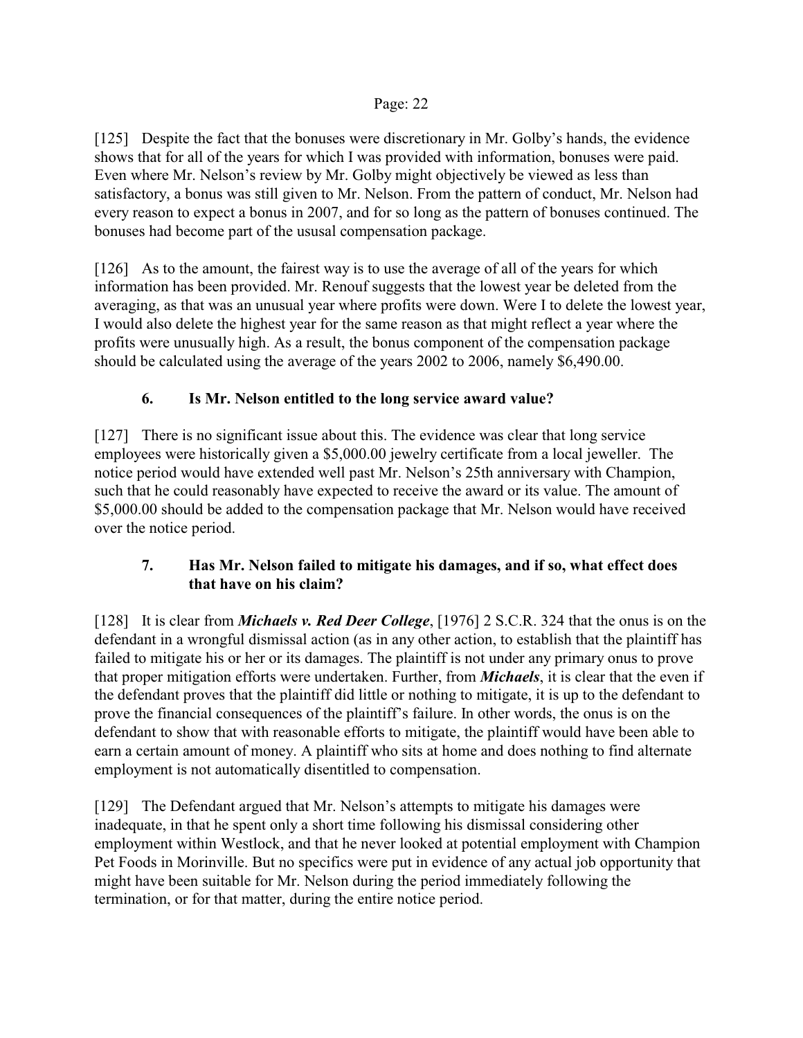[125] Despite the fact that the bonuses were discretionary in Mr. Golby's hands, the evidence shows that for all of the years for which I was provided with information, bonuses were paid. Even where Mr. Nelson's review by Mr. Golby might objectively be viewed as less than satisfactory, a bonus was still given to Mr. Nelson. From the pattern of conduct, Mr. Nelson had every reason to expect a bonus in 2007, and for so long as the pattern of bonuses continued. The bonuses had become part of the ususal compensation package.

[126] As to the amount, the fairest way is to use the average of all of the years for which information has been provided. Mr. Renouf suggests that the lowest year be deleted from the averaging, as that was an unusual year where profits were down. Were I to delete the lowest year, I would also delete the highest year for the same reason as that might reflect a year where the profits were unusually high. As a result, the bonus component of the compensation package should be calculated using the average of the years 2002 to 2006, namely $6,490.00.

### 6. Is Mr. Nelson entitled to the long service award value?

[127] There is no significant issue about this. The evidence was clear that long service employees were historically given a $5,000.00 jewelry certificate from a local jeweller. The notice period would have extended well past Mr. Nelson's 25th anniversary with Champion, such that he could reasonably have expected to receive the award or its value. The amount of $5,000.00 should be added to the compensation package that Mr. Nelson would have received over the notice period.

### 7. Has Mr. Nelson failed to mitigate his damages, and if so, what effect does that have on his claim?

[128] It is clear from ***Michaels v. Red Deer College***, [1976] 2 S.C.R. 324 that the onus is on the defendant in a wrongful dismissal action (as in any other action, to establish that the plaintiff has failed to mitigate his or her or its damages. The plaintiff is not under any primary onus to prove that proper mitigation efforts were undertaken. Further, from ***Michaels***, it is clear that the even if the defendant proves that the plaintiff did little or nothing to mitigate, it is up to the defendant to prove the financial consequences of the plaintiff's failure. In other words, the onus is on the defendant to show that with reasonable efforts to mitigate, the plaintiff would have been able to earn a certain amount of money. A plaintiff who sits at home and does nothing to find alternate employment is not automatically disentitled to compensation.

[129] The Defendant argued that Mr. Nelson's attempts to mitigate his damages were inadequate, in that he spent only a short time following his dismissal considering other employment within Westlock, and that he never looked at potential employment with Champion Pet Foods in Morinville. But no specifics were put in evidence of any actual job opportunity that might have been suitable for Mr. Nelson during the period immediately following the termination, or for that matter, during the entire notice period.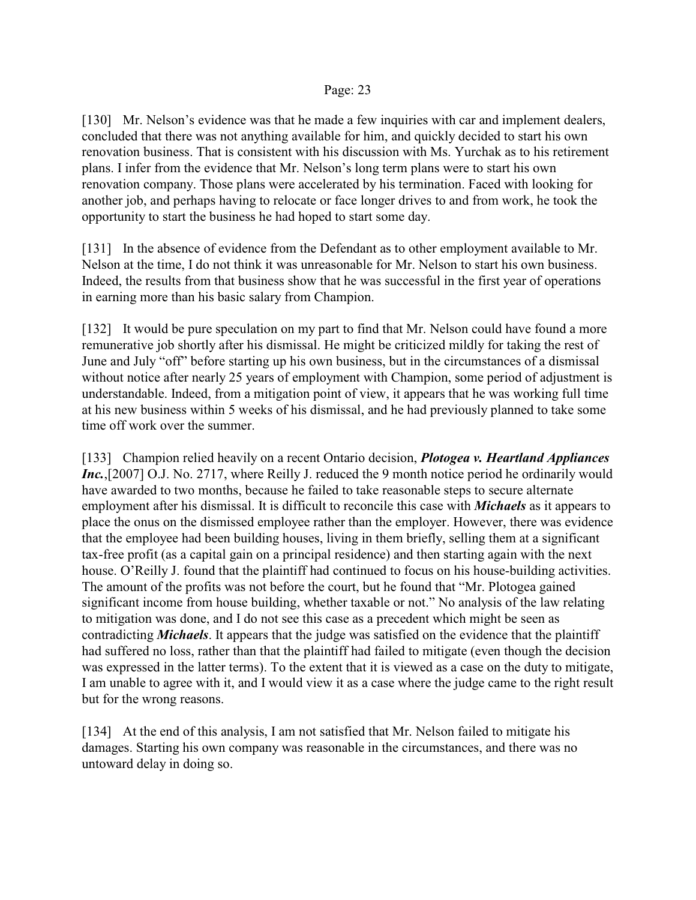[130] Mr. Nelson's evidence was that he made a few inquiries with car and implement dealers, concluded that there was not anything available for him, and quickly decided to start his own renovation business. That is consistent with his discussion with Ms. Yurchak as to his retirement plans. I infer from the evidence that Mr. Nelson's long term plans were to start his own renovation company. Those plans were accelerated by his termination. Faced with looking for another job, and perhaps having to relocate or face longer drives to and from work, he took the opportunity to start the business he had hoped to start some day.

[131] In the absence of evidence from the Defendant as to other employment available to Mr. Nelson at the time, I do not think it was unreasonable for Mr. Nelson to start his own business. Indeed, the results from that business show that he was successful in the first year of operations in earning more than his basic salary from Champion.

[132] It would be pure speculation on my part to find that Mr. Nelson could have found a more remunerative job shortly after his dismissal. He might be criticized mildly for taking the rest of June and July "off" before starting up his own business, but in the circumstances of a dismissal without notice after nearly 25 years of employment with Champion, some period of adjustment is understandable. Indeed, from a mitigation point of view, it appears that he was working full time at his new business within 5 weeks of his dismissal, and he had previously planned to take some time off work over the summer.

[133] Champion relied heavily on a recent Ontario decision, ***Plotogea v. Heartland Appliances Inc.***,[2007] O.J. No. 2717, where Reilly J. reduced the 9 month notice period he ordinarily would have awarded to two months, because he failed to take reasonable steps to secure alternate employment after his dismissal. It is difficult to reconcile this case with ***Michaels*** as it appears to place the onus on the dismissed employee rather than the employer. However, there was evidence that the employee had been building houses, living in them briefly, selling them at a significant tax-free profit (as a capital gain on a principal residence) and then starting again with the next house. O'Reilly J. found that the plaintiff had continued to focus on his house-building activities. The amount of the profits was not before the court, but he found that "Mr. Plotogea gained significant income from house building, whether taxable or not." No analysis of the law relating to mitigation was done, and I do not see this case as a precedent which might be seen as contradicting ***Michaels***. It appears that the judge was satisfied on the evidence that the plaintiff had suffered no loss, rather than that the plaintiff had failed to mitigate (even though the decision was expressed in the latter terms). To the extent that it is viewed as a case on the duty to mitigate, I am unable to agree with it, and I would view it as a case where the judge came to the right result but for the wrong reasons.

[134] At the end of this analysis, I am not satisfied that Mr. Nelson failed to mitigate his damages. Starting his own company was reasonable in the circumstances, and there was no untoward delay in doing so.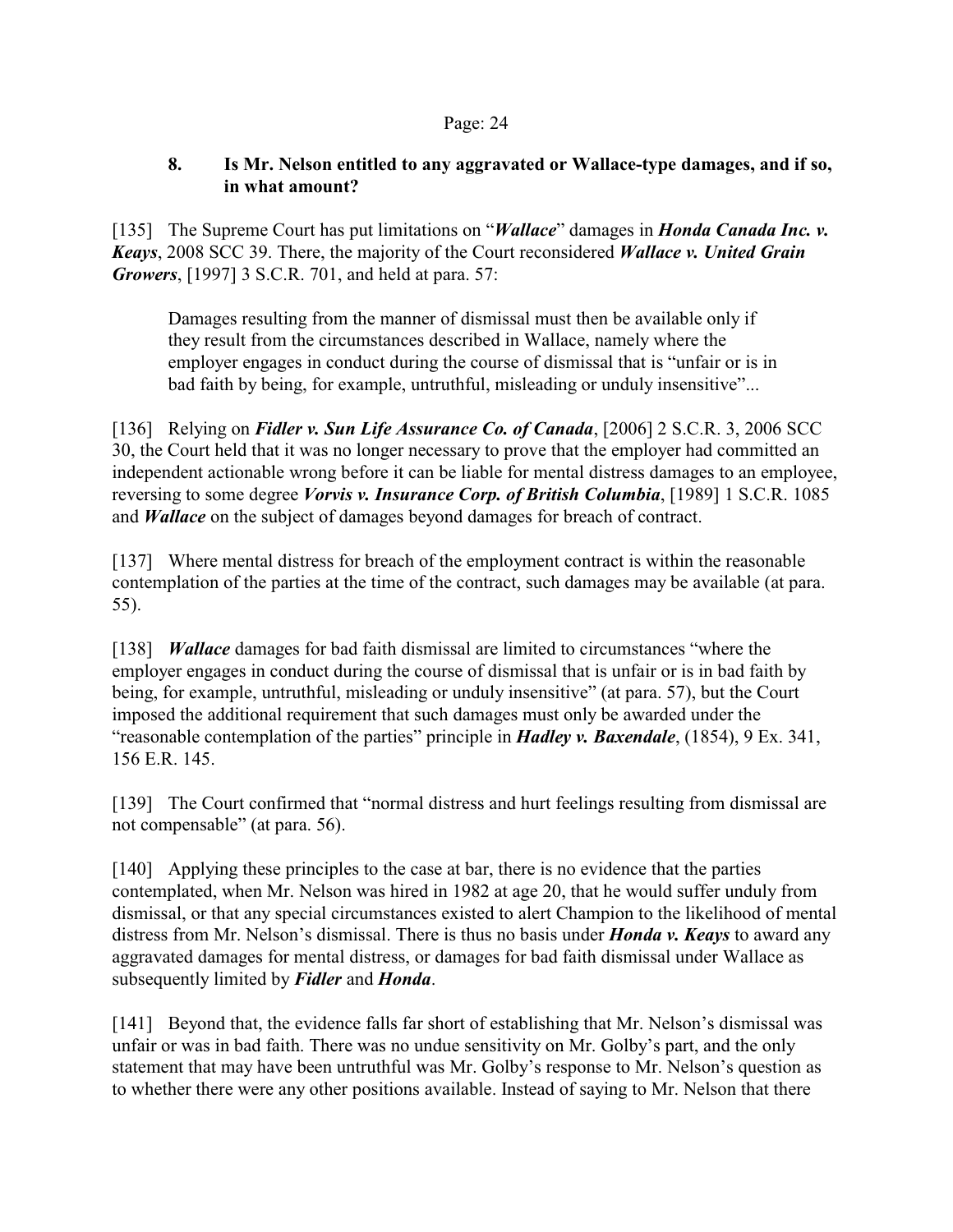### 8. Is Mr. Nelson entitled to any aggravated or Wallace-type damages, and if so, in what amount?

[135] The Supreme Court has put limitations on "***Wallace***" damages in ***Honda Canada Inc. v. Keays***, 2008 SCC 39. There, the majority of the Court reconsidered ***Wallace v. United Grain Growers***, [1997] 3 S.C.R. 701, and held at para. 57:

> Damages resulting from the manner of dismissal must then be available only if they result from the circumstances described in Wallace, namely where the employer engages in conduct during the course of dismissal that is "unfair or is in bad faith by being, for example, untruthful, misleading or unduly insensitive"...

[136] Relying on ***Fidler v. Sun Life Assurance Co. of Canada***, [2006] 2 S.C.R. 3, 2006 SCC 30, the Court held that it was no longer necessary to prove that the employer had committed an independent actionable wrong before it can be liable for mental distress damages to an employee, reversing to some degree ***Vorvis v. Insurance Corp. of British Columbia***, [1989] 1 S.C.R. 1085 and ***Wallace*** on the subject of damages beyond damages for breach of contract.

[137] Where mental distress for breach of the employment contract is within the reasonable contemplation of the parties at the time of the contract, such damages may be available (at para. 55).

[138] ***Wallace*** damages for bad faith dismissal are limited to circumstances "where the employer engages in conduct during the course of dismissal that is unfair or is in bad faith by being, for example, untruthful, misleading or unduly insensitive" (at para. 57), but the Court imposed the additional requirement that such damages must only be awarded under the "reasonable contemplation of the parties" principle in ***Hadley v. Baxendale***, (1854), 9 Ex. 341, 156 E.R. 145.

[139] The Court confirmed that "normal distress and hurt feelings resulting from dismissal are not compensable" (at para. 56).

[140] Applying these principles to the case at bar, there is no evidence that the parties contemplated, when Mr. Nelson was hired in 1982 at age 20, that he would suffer unduly from dismissal, or that any special circumstances existed to alert Champion to the likelihood of mental distress from Mr. Nelson's dismissal. There is thus no basis under ***Honda v. Keays*** to award any aggravated damages for mental distress, or damages for bad faith dismissal under Wallace as subsequently limited by ***Fidler*** and ***Honda***.

[141] Beyond that, the evidence falls far short of establishing that Mr. Nelson's dismissal was unfair or was in bad faith. There was no undue sensitivity on Mr. Golby's part, and the only statement that may have been untruthful was Mr. Golby's response to Mr. Nelson's question as to whether there were any other positions available. Instead of saying to Mr. Nelson that there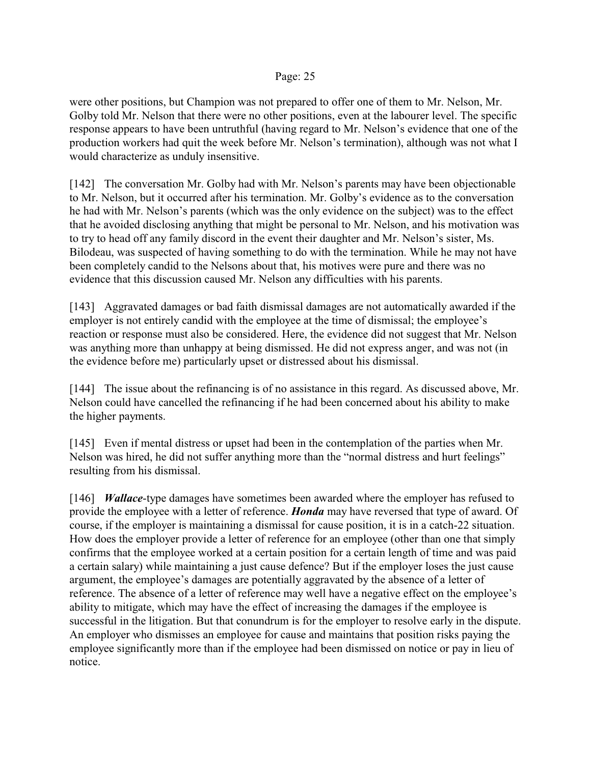were other positions, but Champion was not prepared to offer one of them to Mr. Nelson, Mr. Golby told Mr. Nelson that there were no other positions, even at the labourer level. The specific response appears to have been untruthful (having regard to Mr. Nelson's evidence that one of the production workers had quit the week before Mr. Nelson's termination), although was not what I would characterize as unduly insensitive.

[142] The conversation Mr. Golby had with Mr. Nelson's parents may have been objectionable to Mr. Nelson, but it occurred after his termination. Mr. Golby's evidence as to the conversation he had with Mr. Nelson's parents (which was the only evidence on the subject) was to the effect that he avoided disclosing anything that might be personal to Mr. Nelson, and his motivation was to try to head off any family discord in the event their daughter and Mr. Nelson's sister, Ms. Bilodeau, was suspected of having something to do with the termination. While he may not have been completely candid to the Nelsons about that, his motives were pure and there was no evidence that this discussion caused Mr. Nelson any difficulties with his parents.

[143] Aggravated damages or bad faith dismissal damages are not automatically awarded if the employer is not entirely candid with the employee at the time of dismissal; the employee's reaction or response must also be considered. Here, the evidence did not suggest that Mr. Nelson was anything more than unhappy at being dismissed. He did not express anger, and was not (in the evidence before me) particularly upset or distressed about his dismissal.

[144] The issue about the refinancing is of no assistance in this regard. As discussed above, Mr. Nelson could have cancelled the refinancing if he had been concerned about his ability to make the higher payments.

[145] Even if mental distress or upset had been in the contemplation of the parties when Mr. Nelson was hired, he did not suffer anything more than the "normal distress and hurt feelings" resulting from his dismissal.

[146] ***Wallace***-type damages have sometimes been awarded where the employer has refused to provide the employee with a letter of reference. ***Honda*** may have reversed that type of award. Of course, if the employer is maintaining a dismissal for cause position, it is in a catch-22 situation. How does the employer provide a letter of reference for an employee (other than one that simply confirms that the employee worked at a certain position for a certain length of time and was paid a certain salary) while maintaining a just cause defence? But if the employer loses the just cause argument, the employee's damages are potentially aggravated by the absence of a letter of reference. The absence of a letter of reference may well have a negative effect on the employee's ability to mitigate, which may have the effect of increasing the damages if the employee is successful in the litigation. But that conundrum is for the employer to resolve early in the dispute. An employer who dismisses an employee for cause and maintains that position risks paying the employee significantly more than if the employee had been dismissed on notice or pay in lieu of notice.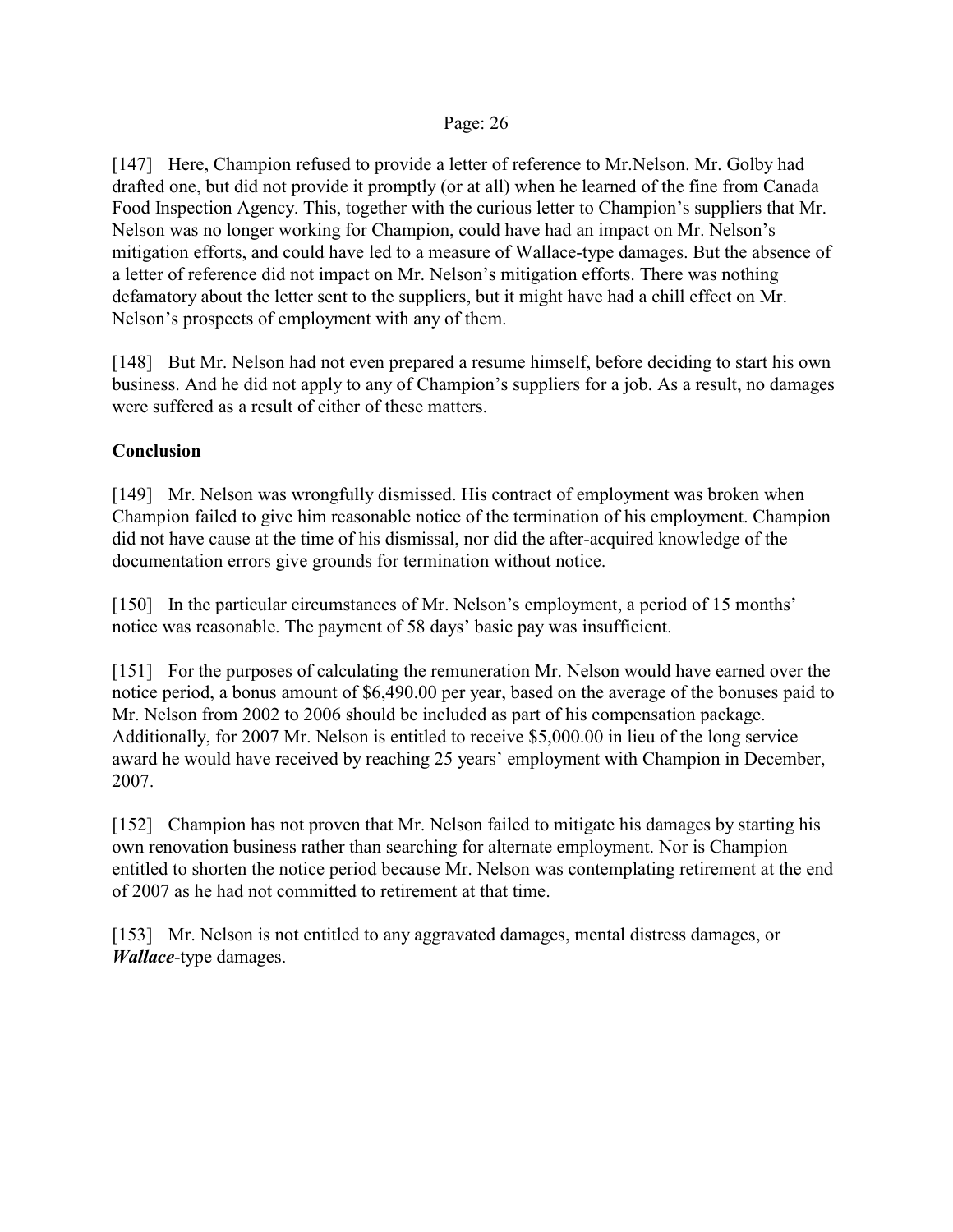[147] Here, Champion refused to provide a letter of reference to Mr.Nelson. Mr. Golby had drafted one, but did not provide it promptly (or at all) when he learned of the fine from Canada Food Inspection Agency. This, together with the curious letter to Champion's suppliers that Mr. Nelson was no longer working for Champion, could have had an impact on Mr. Nelson's mitigation efforts, and could have led to a measure of Wallace-type damages. But the absence of a letter of reference did not impact on Mr. Nelson's mitigation efforts. There was nothing defamatory about the letter sent to the suppliers, but it might have had a chill effect on Mr. Nelson's prospects of employment with any of them.

[148] But Mr. Nelson had not even prepared a resume himself, before deciding to start his own business. And he did not apply to any of Champion's suppliers for a job. As a result, no damages were suffered as a result of either of these matters.

**Conclusion**

[149] Mr. Nelson was wrongfully dismissed. His contract of employment was broken when Champion failed to give him reasonable notice of the termination of his employment. Champion did not have cause at the time of his dismissal, nor did the after-acquired knowledge of the documentation errors give grounds for termination without notice.

[150] In the particular circumstances of Mr. Nelson's employment, a period of 15 months' notice was reasonable. The payment of 58 days' basic pay was insufficient.

[151] For the purposes of calculating the remuneration Mr. Nelson would have earned over the notice period, a bonus amount of $6,490.00 per year, based on the average of the bonuses paid to Mr. Nelson from 2002 to 2006 should be included as part of his compensation package. Additionally, for 2007 Mr. Nelson is entitled to receive $5,000.00 in lieu of the long service award he would have received by reaching 25 years' employment with Champion in December, 2007.

[152] Champion has not proven that Mr. Nelson failed to mitigate his damages by starting his own renovation business rather than searching for alternate employment. Nor is Champion entitled to shorten the notice period because Mr. Nelson was contemplating retirement at the end of 2007 as he had not committed to retirement at that time.

[153] Mr. Nelson is not entitled to any aggravated damages, mental distress damages, or ***Wallace***-type damages.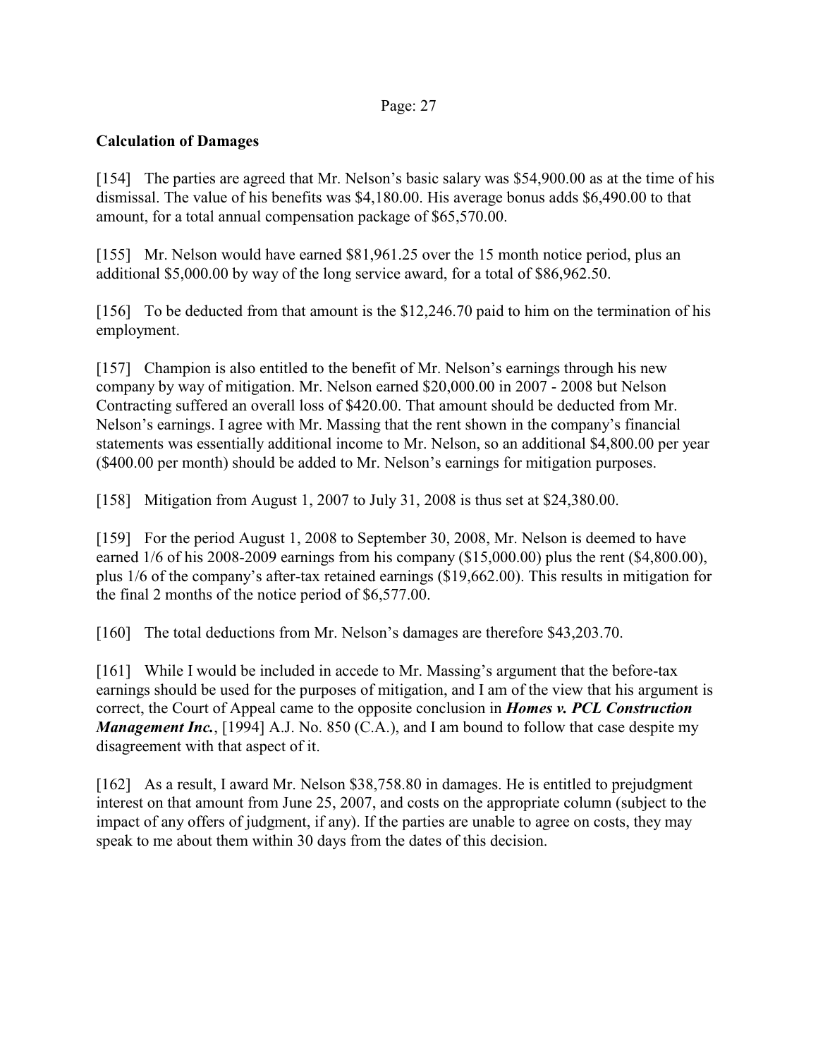**Calculation of Damages**

[154] The parties are agreed that Mr. Nelson's basic salary was $54,900.00 as at the time of his dismissal. The value of his benefits was $4,180.00. His average bonus adds $6,490.00 to that amount, for a total annual compensation package of $65,570.00.

[155] Mr. Nelson would have earned $81,961.25 over the 15 month notice period, plus an additional $5,000.00 by way of the long service award, for a total of $86,962.50.

[156] To be deducted from that amount is the $12,246.70 paid to him on the termination of his employment.

[157] Champion is also entitled to the benefit of Mr. Nelson's earnings through his new company by way of mitigation. Mr. Nelson earned $20,000.00 in 2007 - 2008 but Nelson Contracting suffered an overall loss of $420.00. That amount should be deducted from Mr. Nelson's earnings. I agree with Mr. Massing that the rent shown in the company's financial statements was essentially additional income to Mr. Nelson, so an additional $4,800.00 per year ($400.00 per month) should be added to Mr. Nelson's earnings for mitigation purposes.

[158] Mitigation from August 1, 2007 to July 31, 2008 is thus set at $24,380.00.

[159] For the period August 1, 2008 to September 30, 2008, Mr. Nelson is deemed to have earned 1/6 of his 2008-2009 earnings from his company ($15,000.00) plus the rent ($4,800.00), plus 1/6 of the company's after-tax retained earnings ($19,662.00). This results in mitigation for the final 2 months of the notice period of $6,577.00.

[160] The total deductions from Mr. Nelson's damages are therefore $43,203.70.

[161] While I would be included in accede to Mr. Massing's argument that the before-tax earnings should be used for the purposes of mitigation, and I am of the view that his argument is correct, the Court of Appeal came to the opposite conclusion in ***Homes v. PCL Construction Management Inc.***, [1994] A.J. No. 850 (C.A.), and I am bound to follow that case despite my disagreement with that aspect of it.

[162] As a result, I award Mr. Nelson $38,758.80 in damages. He is entitled to prejudgment interest on that amount from June 25, 2007, and costs on the appropriate column (subject to the impact of any offers of judgment, if any). If the parties are unable to agree on costs, they may speak to me about them within 30 days from the dates of this decision.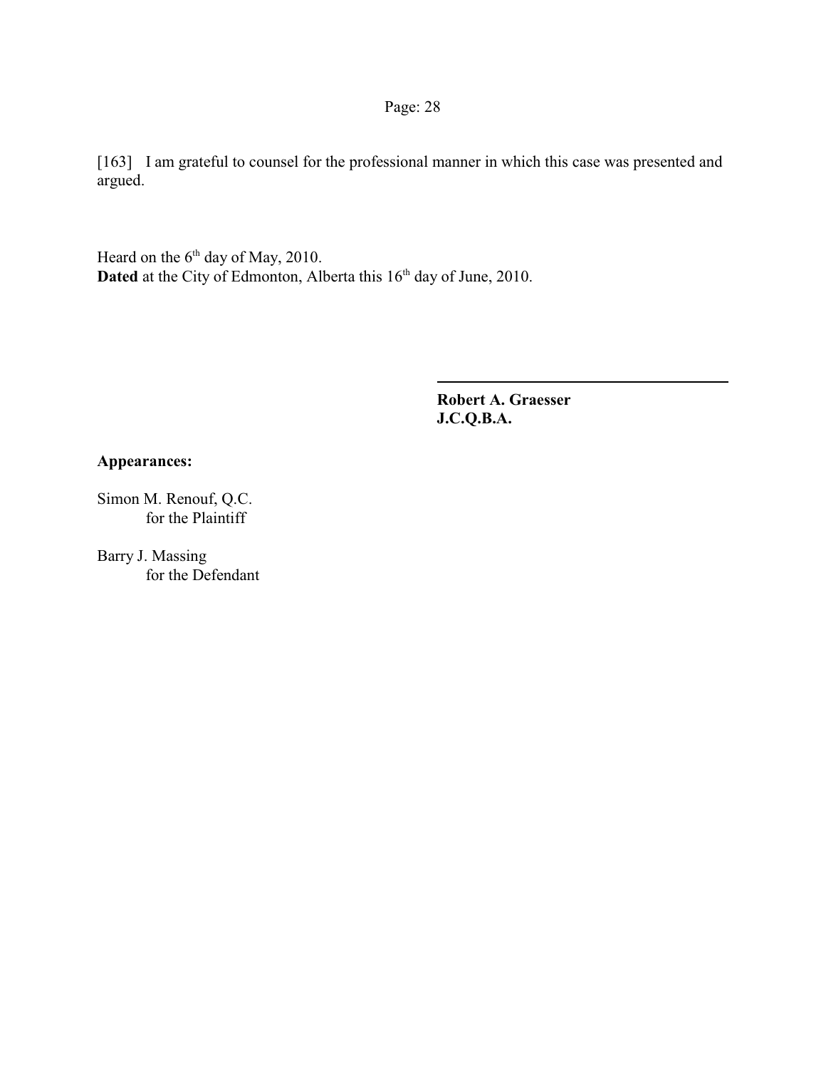[163] I am grateful to counsel for the professional manner in which this case was presented and argued.

Heard on the 6th day of May, 2010.
**Dated** at the City of Edmonton, Alberta this 16th day of June, 2010.

**Robert A. Graesser**
**J.C.Q.B.A.**

**Appearances:**

Simon M. Renouf, Q.C.
for the Plaintiff

Barry J. Massing
for the Defendant